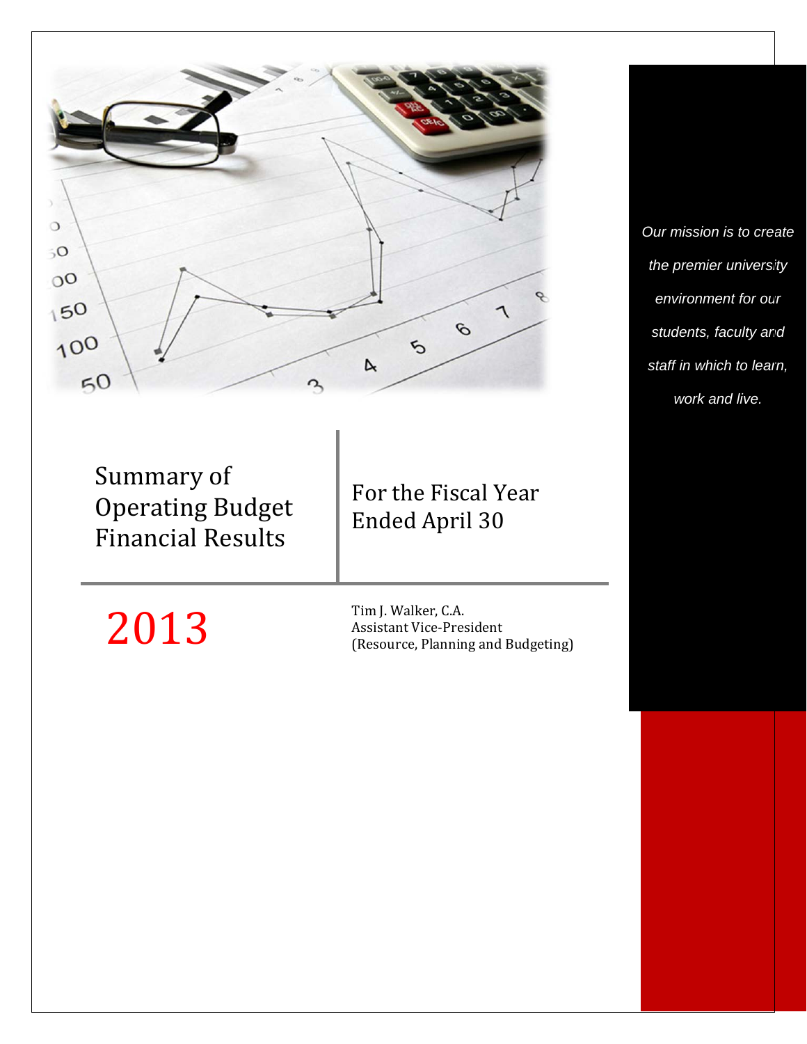# Summary of Operating Budget Financial Results

## For the Fiscal Year Ended April 30

# 2013

Tim J. Walker, C.A.
Assistant Vice-President
(Resource, Planning and Budgeting)

*Our mission is to create the premier university environment for our students, faculty and staff in which to learn, work and live.*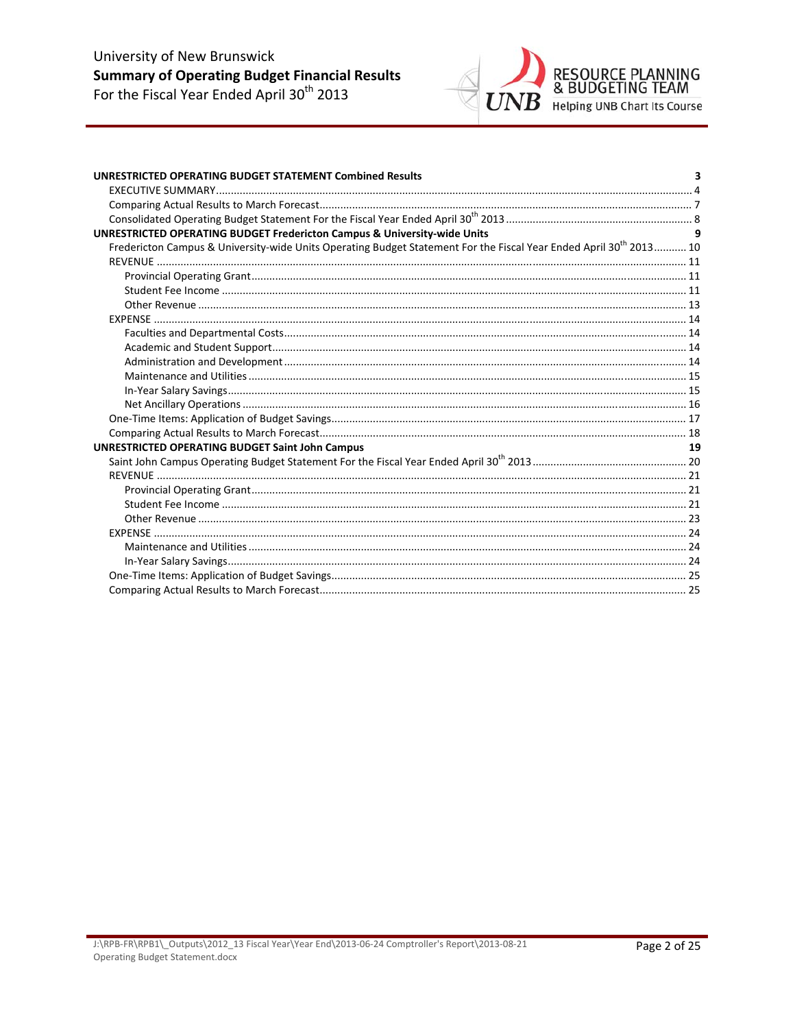**UNRESTRICTED OPERATING BUDGET STATEMENT Combined Results** 3

- EXECUTIVE SUMMARY ... 4
- Comparing Actual Results to March Forecast ... 7
- Consolidated Operating Budget Statement For the Fiscal Year Ended April 30th 2013 ... 8

**UNRESTRICTED OPERATING BUDGET Fredericton Campus & University-wide Units** 9

- Fredericton Campus & University-wide Units Operating Budget Statement For the Fiscal Year Ended April 30th 2013 ... 10
- REVENUE ... 11
  - Provincial Operating Grant ... 11
  - Student Fee Income ... 11
  - Other Revenue ... 13
- EXPENSE ... 14
  - Faculties and Departmental Costs ... 14
  - Academic and Student Support ... 14
  - Administration and Development ... 14
  - Maintenance and Utilities ... 15
  - In-Year Salary Savings ... 15
  - Net Ancillary Operations ... 16
- One-Time Items: Application of Budget Savings ... 17
- Comparing Actual Results to March Forecast ... 18

**UNRESTRICTED OPERATING BUDGET Saint John Campus** 19

- Saint John Campus Operating Budget Statement For the Fiscal Year Ended April 30th 2013 ... 20
- REVENUE ... 21
  - Provincial Operating Grant ... 21
  - Student Fee Income ... 21
  - Other Revenue ... 23
- EXPENSE ... 24
  - Maintenance and Utilities ... 24
  - In-Year Salary Savings ... 24
- One-Time Items: Application of Budget Savings ... 25
- Comparing Actual Results to March Forecast ... 25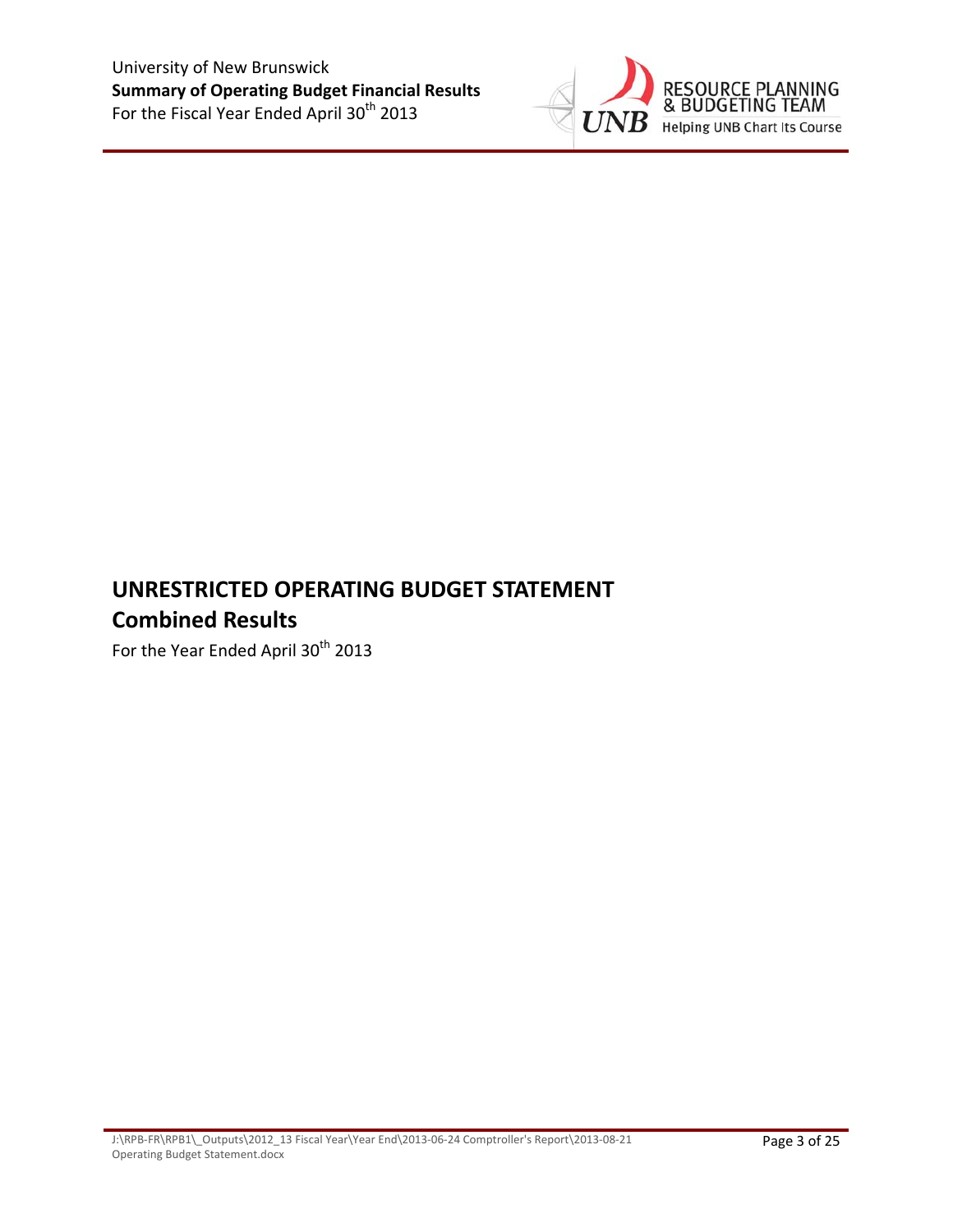# UNRESTRICTED OPERATING BUDGET STATEMENT

## Combined Results

For the Year Ended April 30th 2013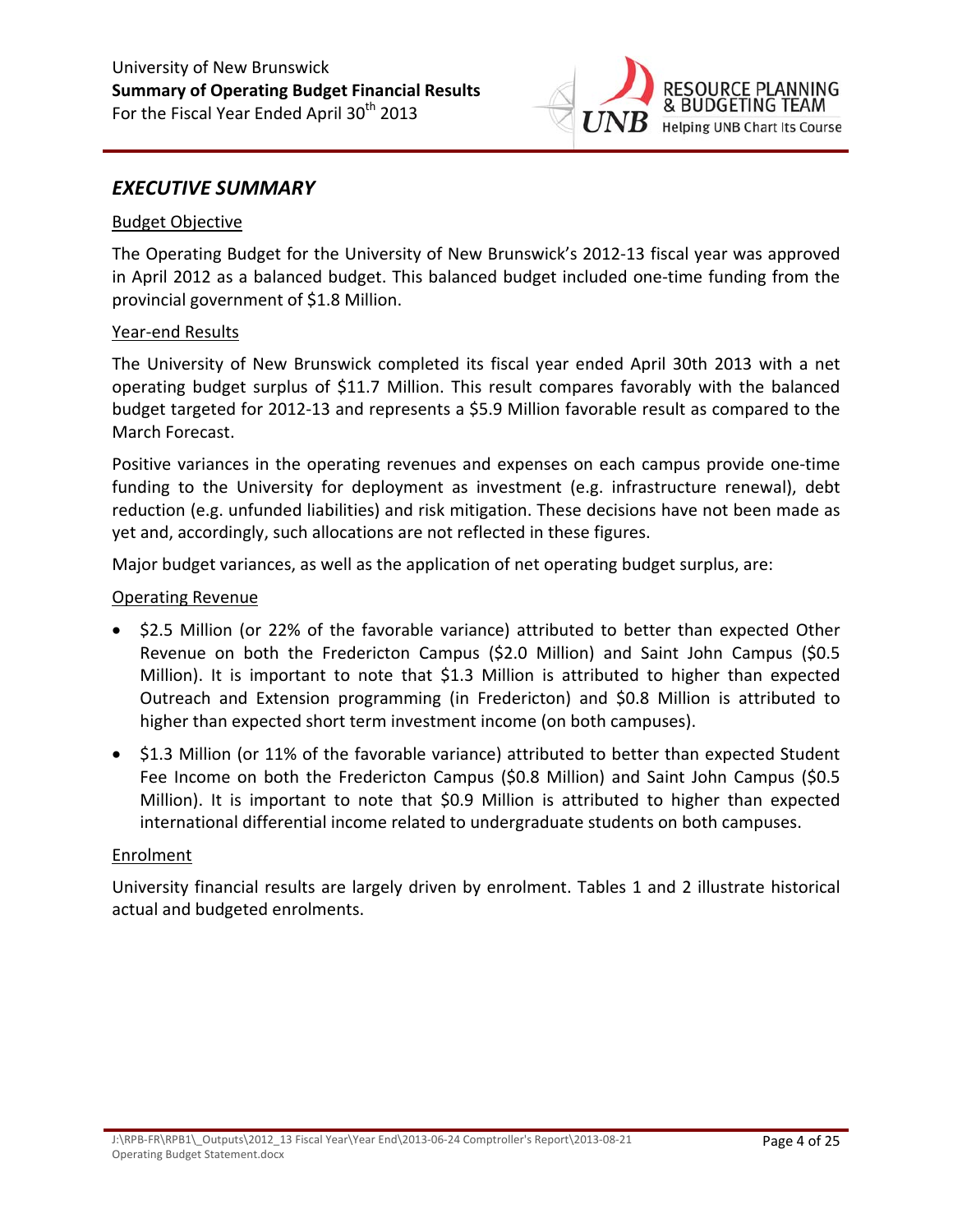## EXECUTIVE SUMMARY

### Budget Objective

The Operating Budget for the University of New Brunswick's 2012-13 fiscal year was approved in April 2012 as a balanced budget. This balanced budget included one-time funding from the provincial government of $1.8 Million.

### Year-end Results

The University of New Brunswick completed its fiscal year ended April 30th 2013 with a net operating budget surplus of $11.7 Million. This result compares favorably with the balanced budget targeted for 2012-13 and represents a $5.9 Million favorable result as compared to the March Forecast.

Positive variances in the operating revenues and expenses on each campus provide one-time funding to the University for deployment as investment (e.g. infrastructure renewal), debt reduction (e.g. unfunded liabilities) and risk mitigation. These decisions have not been made as yet and, accordingly, such allocations are not reflected in these figures.

Major budget variances, as well as the application of net operating budget surplus, are:

### Operating Revenue

- $2.5 Million (or 22% of the favorable variance) attributed to better than expected Other Revenue on both the Fredericton Campus ($2.0 Million) and Saint John Campus ($0.5 Million). It is important to note that $1.3 Million is attributed to higher than expected Outreach and Extension programming (in Fredericton) and $0.8 Million is attributed to higher than expected short term investment income (on both campuses).
- $1.3 Million (or 11% of the favorable variance) attributed to better than expected Student Fee Income on both the Fredericton Campus ($0.8 Million) and Saint John Campus ($0.5 Million). It is important to note that $0.9 Million is attributed to higher than expected international differential income related to undergraduate students on both campuses.

### Enrolment

University financial results are largely driven by enrolment. Tables 1 and 2 illustrate historical actual and budgeted enrolments.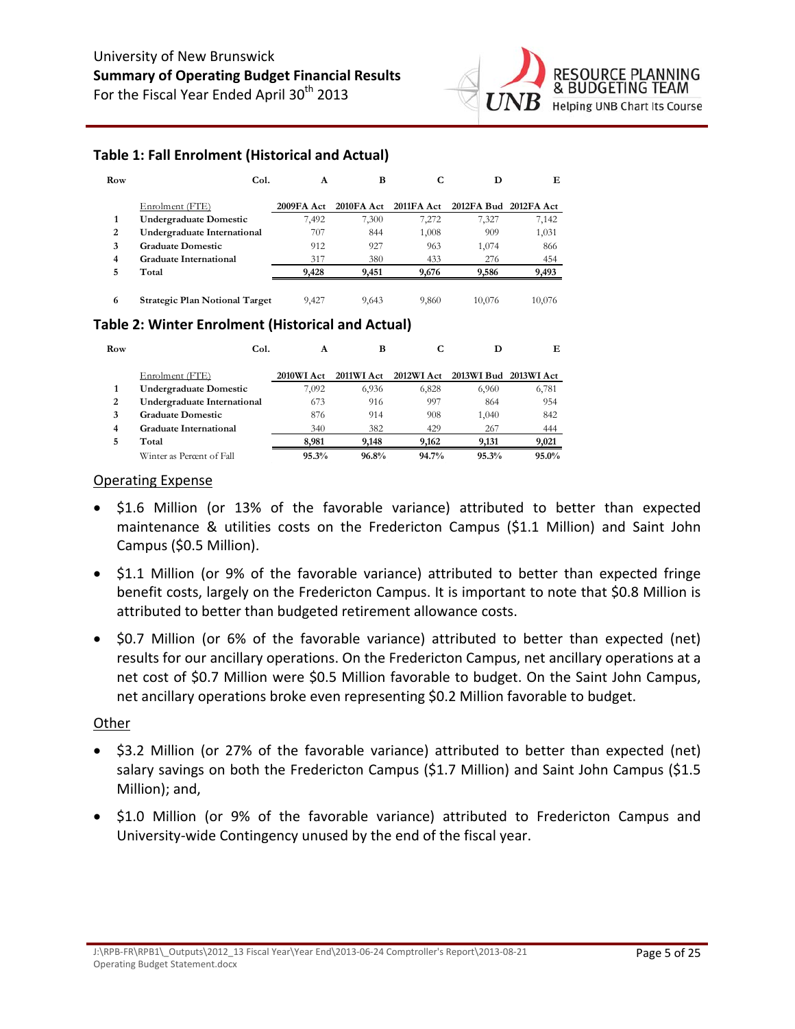University of New Brunswick
**Summary of Operating Budget Financial Results**
For the Fiscal Year Ended April 30th 2013

### Table 1: Fall Enrolment (Historical and Actual)

| Row | Col. | A | B | C | D | E |
|---|---|---|---|---|---|---|
| | Enrolment (FTE) | 2009FA Act | 2010FA Act | 2011FA Act | 2012FA Bud | 2012FA Act |
| 1 | Undergraduate Domestic | 7,492 | 7,300 | 7,272 | 7,327 | 7,142 |
| 2 | Undergraduate International | 707 | 844 | 1,008 | 909 | 1,031 |
| 3 | Graduate Domestic | 912 | 927 | 963 | 1,074 | 866 |
| 4 | Graduate International | 317 | 380 | 433 | 276 | 454 |
| 5 | Total | 9,428 | 9,451 | 9,676 | 9,586 | 9,493 |
| 6 | Strategic Plan Notional Target | 9,427 | 9,643 | 9,860 | 10,076 | 10,076 |

### Table 2: Winter Enrolment (Historical and Actual)

| Row | Col. | A | B | C | D | E |
|---|---|---|---|---|---|---|
| | Enrolment (FTE) | 2010WI Act | 2011WI Act | 2012WI Act | 2013WI Bud | 2013WI Act |
| 1 | Undergraduate Domestic | 7,092 | 6,936 | 6,828 | 6,960 | 6,781 |
| 2 | Undergraduate International | 673 | 916 | 997 | 864 | 954 |
| 3 | Graduate Domestic | 876 | 914 | 908 | 1,040 | 842 |
| 4 | Graduate International | 340 | 382 | 429 | 267 | 444 |
| 5 | Total | 8,981 | 9,148 | 9,162 | 9,131 | 9,021 |
| | Winter as Percent of Fall | 95.3% | 96.8% | 94.7% | 95.3% | 95.0% |

Operating Expense

- $1.6 Million (or 13% of the favorable variance) attributed to better than expected maintenance & utilities costs on the Fredericton Campus ($1.1 Million) and Saint John Campus ($0.5 Million).
- $1.1 Million (or 9% of the favorable variance) attributed to better than expected fringe benefit costs, largely on the Fredericton Campus. It is important to note that $0.8 Million is attributed to better than budgeted retirement allowance costs.
- $0.7 Million (or 6% of the favorable variance) attributed to better than expected (net) results for our ancillary operations. On the Fredericton Campus, net ancillary operations at a net cost of $0.7 Million were $0.5 Million favorable to budget. On the Saint John Campus, net ancillary operations broke even representing $0.2 Million favorable to budget.

Other

- $3.2 Million (or 27% of the favorable variance) attributed to better than expected (net) salary savings on both the Fredericton Campus ($1.7 Million) and Saint John Campus ($1.5 Million); and,
- $1.0 Million (or 9% of the favorable variance) attributed to Fredericton Campus and University-wide Contingency unused by the end of the fiscal year.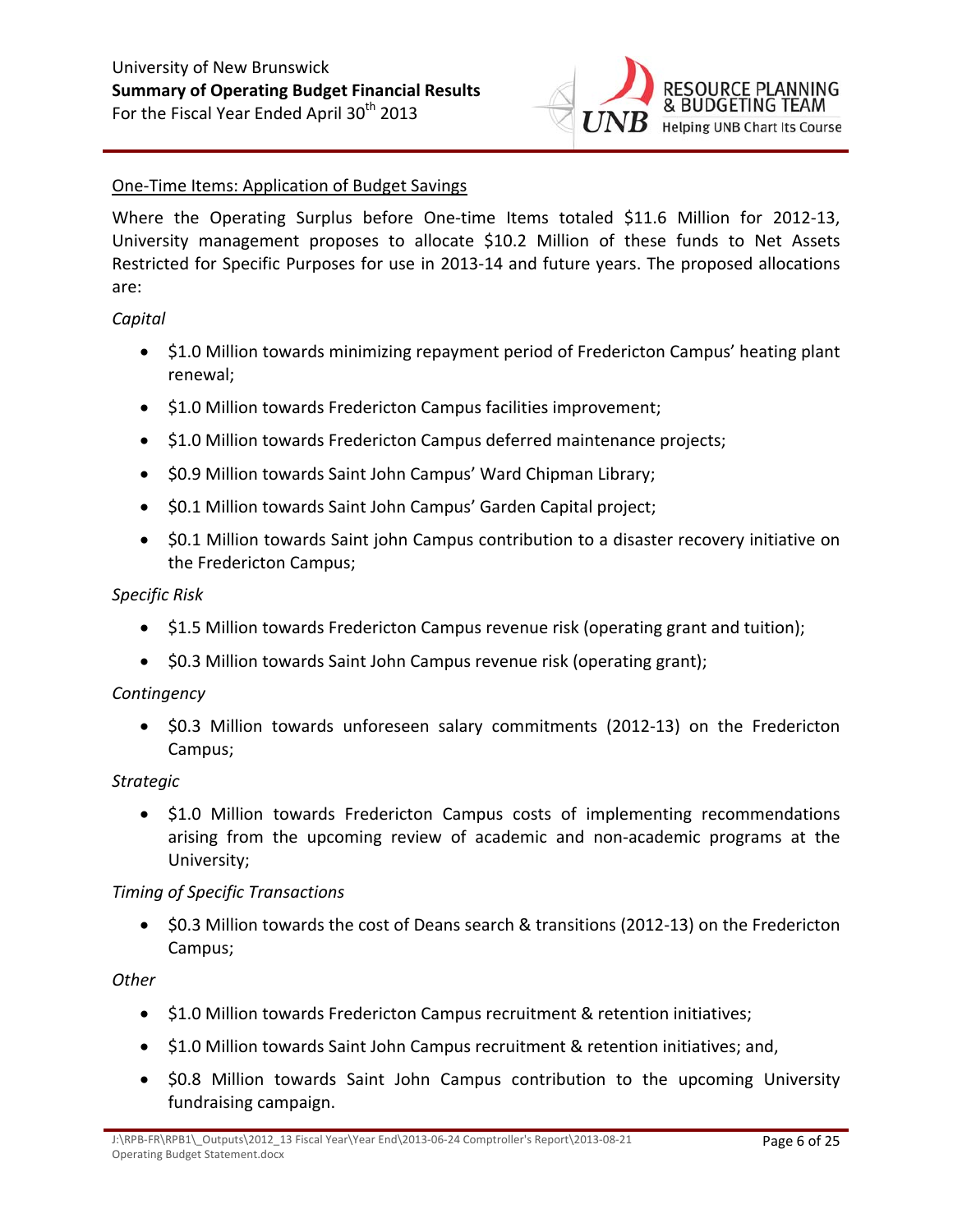One-Time Items: Application of Budget Savings

Where the Operating Surplus before One-time Items totaled $11.6 Million for 2012-13, University management proposes to allocate $10.2 Million of these funds to Net Assets Restricted for Specific Purposes for use in 2013-14 and future years. The proposed allocations are:

*Capital*

- $1.0 Million towards minimizing repayment period of Fredericton Campus' heating plant renewal;
- $1.0 Million towards Fredericton Campus facilities improvement;
- $1.0 Million towards Fredericton Campus deferred maintenance projects;
- $0.9 Million towards Saint John Campus' Ward Chipman Library;
- $0.1 Million towards Saint John Campus' Garden Capital project;
- $0.1 Million towards Saint john Campus contribution to a disaster recovery initiative on the Fredericton Campus;

*Specific Risk*

- $1.5 Million towards Fredericton Campus revenue risk (operating grant and tuition);
- $0.3 Million towards Saint John Campus revenue risk (operating grant);

*Contingency*

- $0.3 Million towards unforeseen salary commitments (2012-13) on the Fredericton Campus;

*Strategic*

- $1.0 Million towards Fredericton Campus costs of implementing recommendations arising from the upcoming review of academic and non-academic programs at the University;

*Timing of Specific Transactions*

- $0.3 Million towards the cost of Deans search & transitions (2012-13) on the Fredericton Campus;

*Other*

- $1.0 Million towards Fredericton Campus recruitment & retention initiatives;
- $1.0 Million towards Saint John Campus recruitment & retention initiatives; and,
- $0.8 Million towards Saint John Campus contribution to the upcoming University fundraising campaign.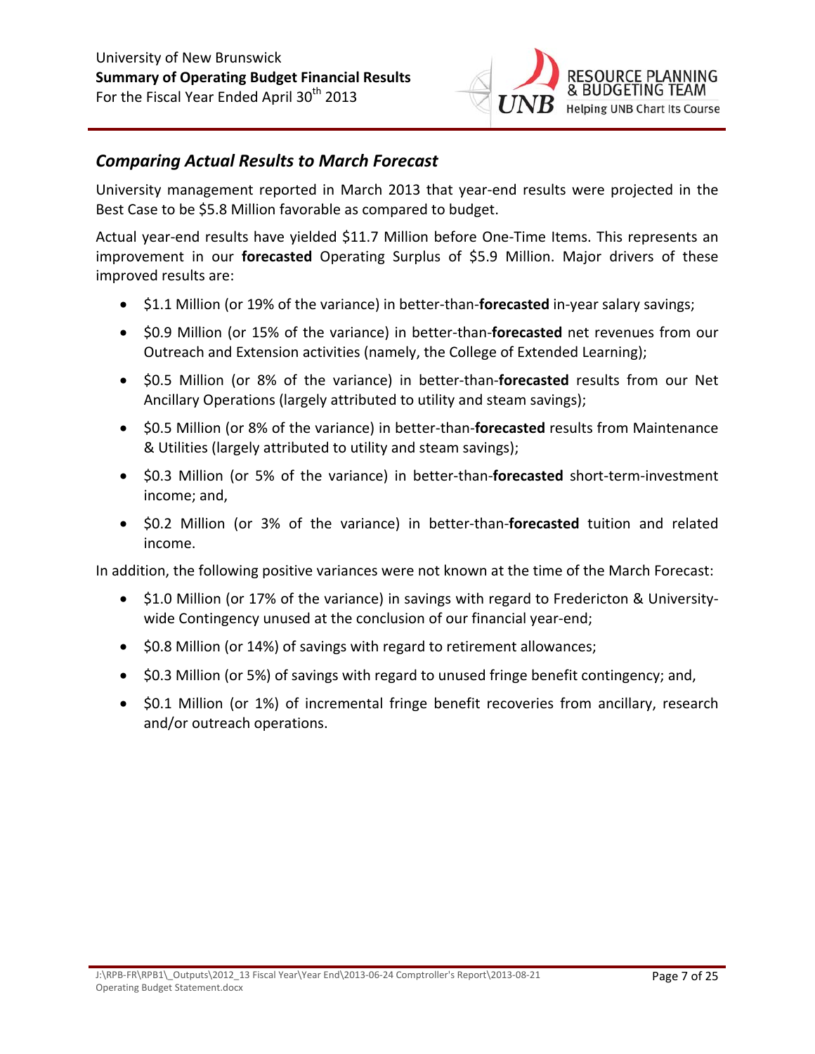## *Comparing Actual Results to March Forecast*

University management reported in March 2013 that year-end results were projected in the Best Case to be $5.8 Million favorable as compared to budget.

Actual year-end results have yielded $11.7 Million before One-Time Items. This represents an improvement in our **forecasted** Operating Surplus of $5.9 Million. Major drivers of these improved results are:

- $1.1 Million (or 19% of the variance) in better-than-**forecasted** in-year salary savings;
- $0.9 Million (or 15% of the variance) in better-than-**forecasted** net revenues from our Outreach and Extension activities (namely, the College of Extended Learning);
- $0.5 Million (or 8% of the variance) in better-than-**forecasted** results from our Net Ancillary Operations (largely attributed to utility and steam savings);
- $0.5 Million (or 8% of the variance) in better-than-**forecasted** results from Maintenance & Utilities (largely attributed to utility and steam savings);
- $0.3 Million (or 5% of the variance) in better-than-**forecasted** short-term-investment income; and,
- $0.2 Million (or 3% of the variance) in better-than-**forecasted** tuition and related income.

In addition, the following positive variances were not known at the time of the March Forecast:

- $1.0 Million (or 17% of the variance) in savings with regard to Fredericton & University-wide Contingency unused at the conclusion of our financial year-end;
- $0.8 Million (or 14%) of savings with regard to retirement allowances;
- $0.3 Million (or 5%) of savings with regard to unused fringe benefit contingency; and,
- $0.1 Million (or 1%) of incremental fringe benefit recoveries from ancillary, research and/or outreach operations.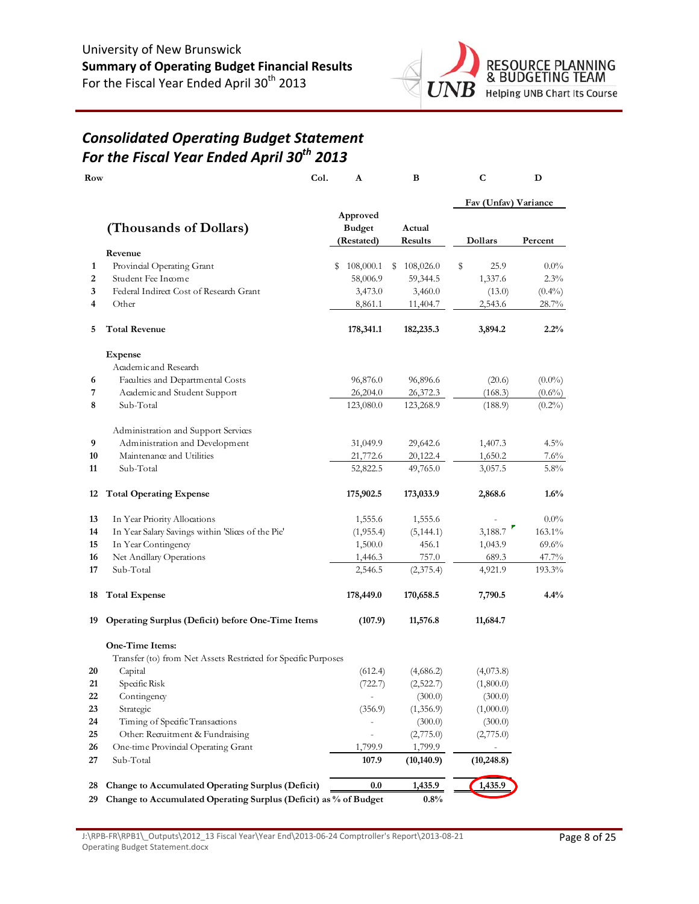University of New Brunswick
**Summary of Operating Budget Financial Results**
For the Fiscal Year Ended April 30th 2013

RESOURCE PLANNING & BUDGETING TEAM
Helping UNB Chart Its Course

## *Consolidated Operating Budget Statement*
## *For the Fiscal Year Ended April 30th 2013*

| Row | Col. | A | B | C | D |
|---|---|---|---|---|---|
| | | | | Fav (Unfav) Variance | |
| | **(Thousands of Dollars)** | Approved Budget (Restated) | Actual Results | Dollars | Percent |
| | **Revenue** | | | | |
| 1 | Provincial Operating Grant | $ 108,000.1 | $ 108,026.0 | $ 25.9 | 0.0% |
| 2 | Student Fee Income | 58,006.9 | 59,344.5 | 1,337.6 | 2.3% |
| 3 | Federal Indirect Cost of Research Grant | 3,473.0 | 3,460.0 | (13.0) | (0.4%) |
| 4 | Other | 8,861.1 | 11,404.7 | 2,543.6 | 28.7% |
| 5 | **Total Revenue** | **178,341.1** | **182,235.3** | **3,894.2** | **2.2%** |
| | **Expense** | | | | |
| | Academic and Research | | | | |
| 6 | Faculties and Departmental Costs | 96,876.0 | 96,896.6 | (20.6) | (0.0%) |
| 7 | Academic and Student Support | 26,204.0 | 26,372.3 | (168.3) | (0.6%) |
| 8 | Sub-Total | 123,080.0 | 123,268.9 | (188.9) | (0.2%) |
| | Administration and Support Services | | | | |
| 9 | Administration and Development | 31,049.9 | 29,642.6 | 1,407.3 | 4.5% |
| 10 | Maintenance and Utilities | 21,772.6 | 20,122.4 | 1,650.2 | 7.6% |
| 11 | Sub-Total | 52,822.5 | 49,765.0 | 3,057.5 | 5.8% |
| 12 | **Total Operating Expense** | **175,902.5** | **173,033.9** | **2,868.6** | **1.6%** |
| 13 | In Year Priority Allocations | 1,555.6 | 1,555.6 | - | 0.0% |
| 14 | In Year Salary Savings within 'Slices of the Pie' | (1,955.4) | (5,144.1) | 3,188.7 | 163.1% |
| 15 | In Year Contingency | 1,500.0 | 456.1 | 1,043.9 | 69.6% |
| 16 | Net Ancillary Operations | 1,446.3 | 757.0 | 689.3 | 47.7% |
| 17 | Sub-Total | 2,546.5 | (2,375.4) | 4,921.9 | 193.3% |
| 18 | **Total Expense** | **178,449.0** | **170,658.5** | **7,790.5** | **4.4%** |
| 19 | **Operating Surplus (Deficit) before One-Time Items** | **(107.9)** | **11,576.8** | **11,684.7** | |
| | **One-Time Items:** | | | | |
| | Transfer (to) from Net Assets Restricted for Specific Purposes | | | | |
| 20 | Capital | (612.4) | (4,686.2) | (4,073.8) | |
| 21 | Specific Risk | (722.7) | (2,522.7) | (1,800.0) | |
| 22 | Contingency | - | (300.0) | (300.0) | |
| 23 | Strategic | (356.9) | (1,356.9) | (1,000.0) | |
| 24 | Timing of Specific Transactions | - | (300.0) | (300.0) | |
| 25 | Other: Recruitment & Fundraising | - | (2,775.0) | (2,775.0) | |
| 26 | One-time Provincial Operating Grant | 1,799.9 | 1,799.9 | - | |
| 27 | Sub-Total | **107.9** | **(10,140.9)** | **(10,248.8)** | |
| 28 | **Change to Accumulated Operating Surplus (Deficit)** | **0.0** | **1,435.9** | **1,435.9** | |
| 29 | **Change to Accumulated Operating Surplus (Deficit) as % of Budget** | | **0.8%** | | |

J:\RPB-FR\RPB1\_Outputs\2012_13 Fiscal Year\Year End\2013-06-24 Comptroller's Report\2013-08-21 Operating Budget Statement.docx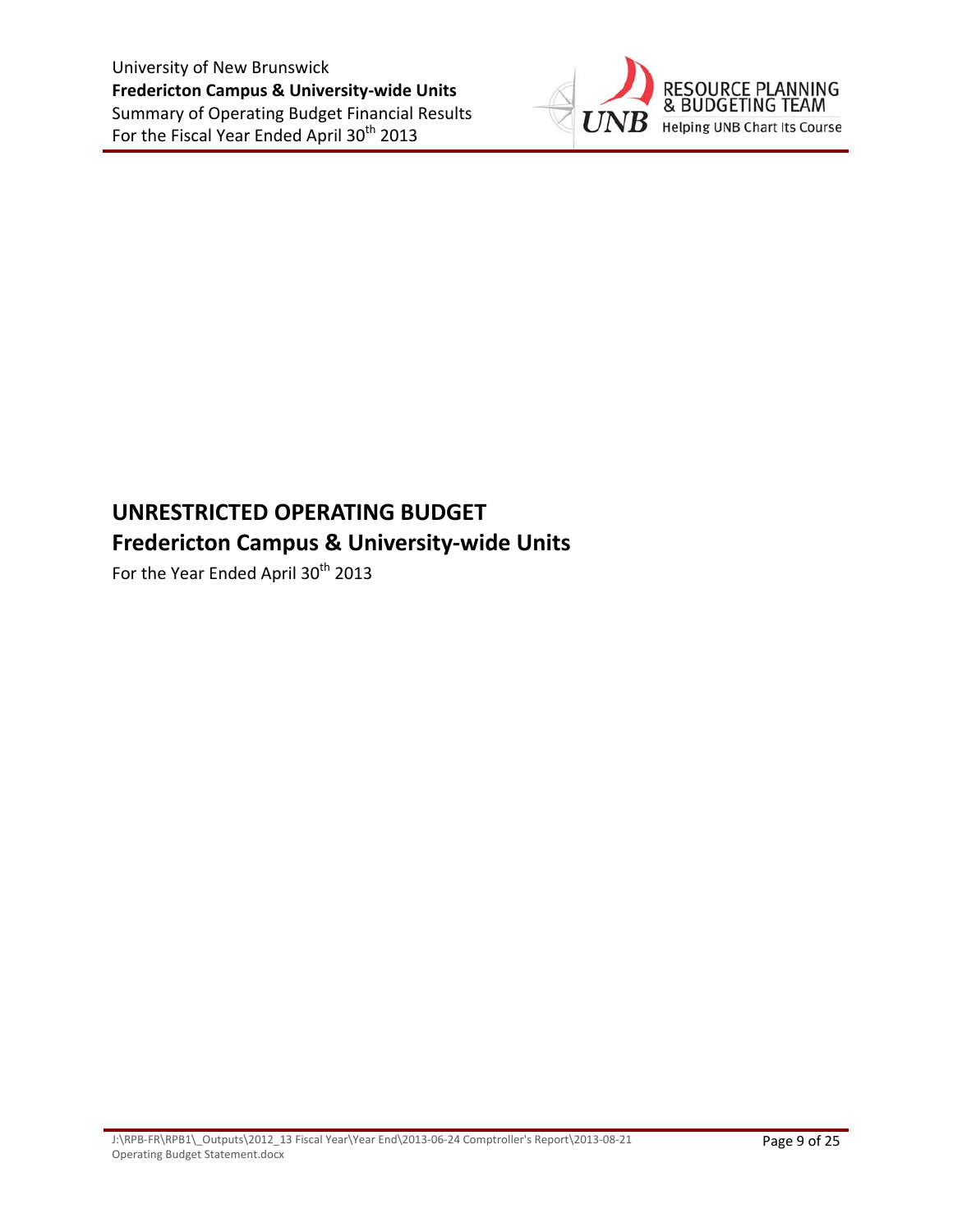# UNRESTRICTED OPERATING BUDGET

## Fredericton Campus & University-wide Units

For the Year Ended April 30th 2013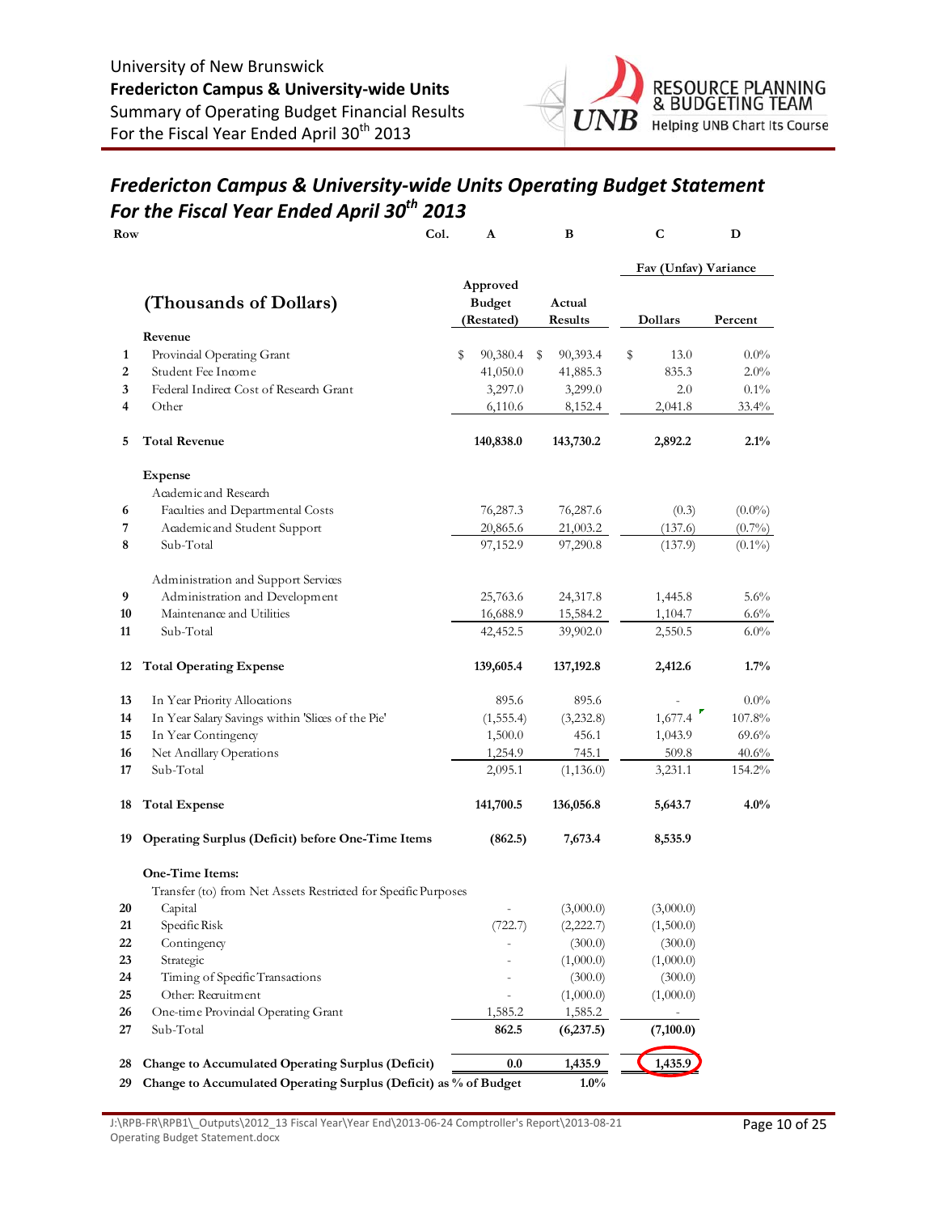University of New Brunswick
**Fredericton Campus & University-wide Units**
Summary of Operating Budget Financial Results
For the Fiscal Year Ended April 30th 2013

## *Fredericton Campus & University-wide Units Operating Budget Statement For the Fiscal Year Ended April 30th 2013*

| Row | (Thousands of Dollars) | A<br>Approved Budget (Restated) | B<br>Actual Results | C<br>Fav (Unfav) Variance<br>Dollars | D<br>Fav (Unfav) Variance<br>Percent |
|---|---|---|---|---|---|
| | **Revenue** | | | | |
| 1 | Provincial Operating Grant | $ 90,380.4 | $ 90,393.4 | $ 13.0 | 0.0% |
| 2 | Student Fee Income | 41,050.0 | 41,885.3 | 835.3 | 2.0% |
| 3 | Federal Indirect Cost of Research Grant | 3,297.0 | 3,299.0 | 2.0 | 0.1% |
| 4 | Other | 6,110.6 | 8,152.4 | 2,041.8 | 33.4% |
| 5 | **Total Revenue** | **140,838.0** | **143,730.2** | **2,892.2** | **2.1%** |
| | **Expense** | | | | |
| | Academic and Research | | | | |
| 6 | Faculties and Departmental Costs | 76,287.3 | 76,287.6 | (0.3) | (0.0%) |
| 7 | Academic and Student Support | 20,865.6 | 21,003.2 | (137.6) | (0.7%) |
| 8 | Sub-Total | 97,152.9 | 97,290.8 | (137.9) | (0.1%) |
| | Administration and Support Services | | | | |
| 9 | Administration and Development | 25,763.6 | 24,317.8 | 1,445.8 | 5.6% |
| 10 | Maintenance and Utilities | 16,688.9 | 15,584.2 | 1,104.7 | 6.6% |
| 11 | Sub-Total | 42,452.5 | 39,902.0 | 2,550.5 | 6.0% |
| 12 | **Total Operating Expense** | **139,605.4** | **137,192.8** | **2,412.6** | **1.7%** |
| 13 | In Year Priority Allocations | 895.6 | 895.6 | - | 0.0% |
| 14 | In Year Salary Savings within 'Slices of the Pie' | (1,555.4) | (3,232.8) | 1,677.4 | 107.8% |
| 15 | In Year Contingency | 1,500.0 | 456.1 | 1,043.9 | 69.6% |
| 16 | Net Ancillary Operations | 1,254.9 | 745.1 | 509.8 | 40.6% |
| 17 | Sub-Total | 2,095.1 | (1,136.0) | 3,231.1 | 154.2% |
| 18 | **Total Expense** | **141,700.5** | **136,056.8** | **5,643.7** | **4.0%** |
| 19 | **Operating Surplus (Deficit) before One-Time Items** | **(862.5)** | **7,673.4** | **8,535.9** | |
| | **One-Time Items:** | | | | |
| | Transfer (to) from Net Assets Restricted for Specific Purposes | | | | |
| 20 | Capital | - | (3,000.0) | (3,000.0) | |
| 21 | Specific Risk | (722.7) | (2,222.7) | (1,500.0) | |
| 22 | Contingency | - | (300.0) | (300.0) | |
| 23 | Strategic | - | (1,000.0) | (1,000.0) | |
| 24 | Timing of Specific Transactions | - | (300.0) | (300.0) | |
| 25 | Other: Recruitment | - | (1,000.0) | (1,000.0) | |
| 26 | One-time Provincial Operating Grant | 1,585.2 | 1,585.2 | - | |
| 27 | Sub-Total | **862.5** | **(6,237.5)** | **(7,100.0)** | |
| 28 | **Change to Accumulated Operating Surplus (Deficit)** | **0.0** | **1,435.9** | **1,435.9** | |
| 29 | **Change to Accumulated Operating Surplus (Deficit) as % of Budget** | | **1.0%** | | |

J:\RPB-FR\RPB1\_Outputs\2012_13 Fiscal Year\Year End\2013-06-24 Comptroller's Report\2013-08-21 Operating Budget Statement.docx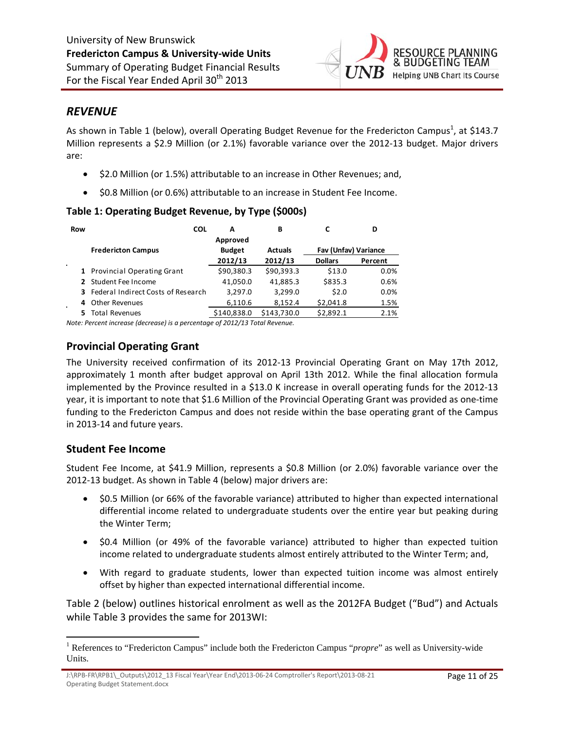## *REVENUE*

As shown in Table 1 (below), overall Operating Budget Revenue for the Fredericton Campus[1], at $143.7 Million represents a $2.9 Million (or 2.1%) favorable variance over the 2012-13 budget. Major drivers are:

- $2.0 Million (or 1.5%) attributable to an increase in Other Revenues; and,
- $0.8 Million (or 0.6%) attributable to an increase in Student Fee Income.

### Table 1: Operating Budget Revenue, by Type ($000s)

| Row | COL | A | B | C | D |
|---|---|---|---|---|---|
| | **Fredericton Campus** | **Approved Budget 2012/13** | **Actuals 2012/13** | **Fav (Unfav) Variance Dollars** | **Percent** |
| 1 | Provincial Operating Grant | $90,380.3 | $90,393.3 | $13.0 | 0.0% |
| 2 | Student Fee Income | 41,050.0 | 41,885.3 | $835.3 | 0.6% |
| 3 | Federal Indirect Costs of Research | 3,297.0 | 3,299.0 | $2.0 | 0.0% |
| 4 | Other Revenues | 6,110.6 | 8,152.4 | $2,041.8 | 1.5% |
| 5 | Total Revenues | $140,838.0 | $143,730.0 | $2,892.1 | 2.1% |

*Note: Percent increase (decrease) is a percentage of 2012/13 Total Revenue.*

## Provincial Operating Grant

The University received confirmation of its 2012-13 Provincial Operating Grant on May 17th 2012, approximately 1 month after budget approval on April 13th 2012. While the final allocation formula implemented by the Province resulted in a $13.0 K increase in overall operating funds for the 2012-13 year, it is important to note that $1.6 Million of the Provincial Operating Grant was provided as one-time funding to the Fredericton Campus and does not reside within the base operating grant of the Campus in 2013-14 and future years.

## Student Fee Income

Student Fee Income, at $41.9 Million, represents a $0.8 Million (or 2.0%) favorable variance over the 2012-13 budget. As shown in Table 4 (below) major drivers are:

- $0.5 Million (or 66% of the favorable variance) attributed to higher than expected international differential income related to undergraduate students over the entire year but peaking during the Winter Term;
- $0.4 Million (or 49% of the favorable variance) attributed to higher than expected tuition income related to undergraduate students almost entirely attributed to the Winter Term; and,
- With regard to graduate students, lower than expected tuition income was almost entirely offset by higher than expected international differential income.

Table 2 (below) outlines historical enrolment as well as the 2012FA Budget ("Bud") and Actuals while Table 3 provides the same for 2013WI:

[1] References to "Fredericton Campus" include both the Fredericton Campus "*propre*" as well as University-wide Units.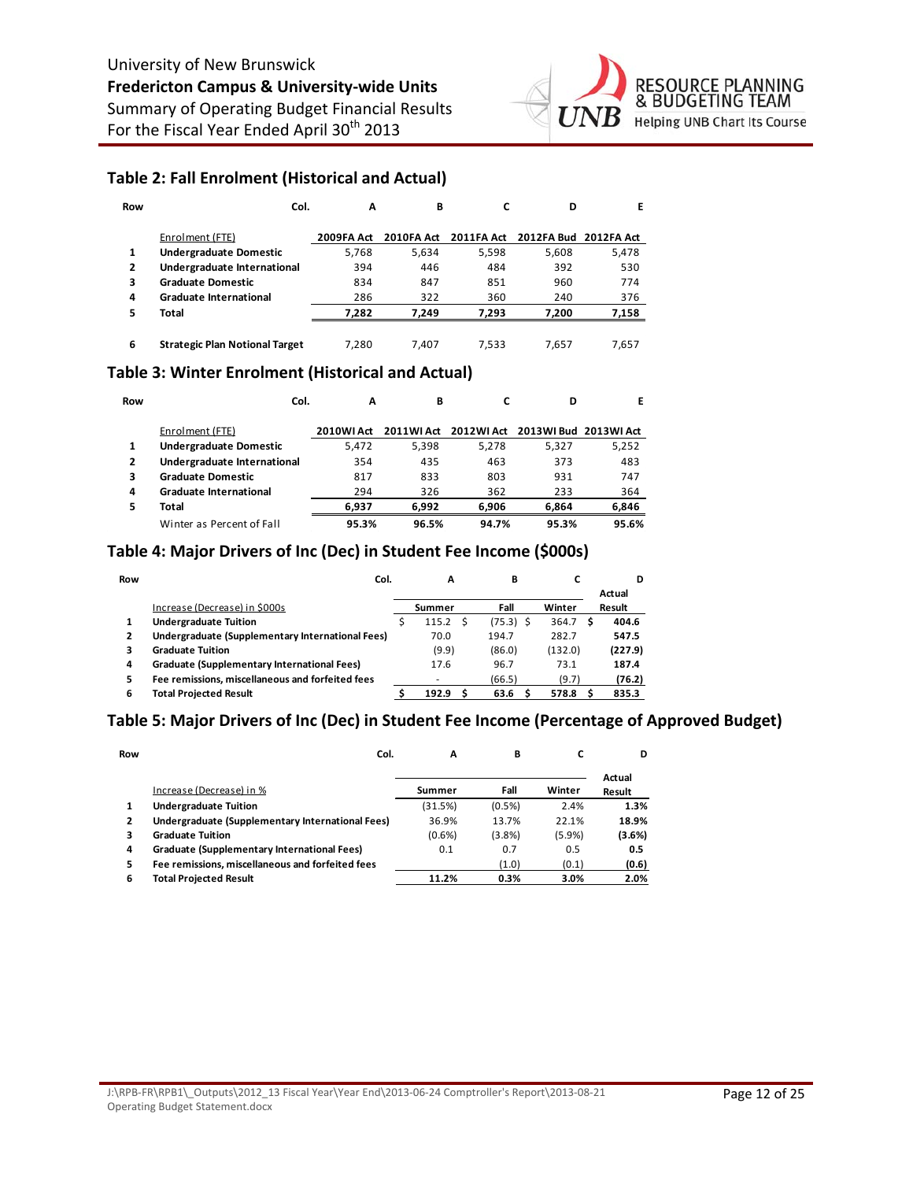## Table 2: Fall Enrolment (Historical and Actual)

| Row | Col. | A | B | C | D | E |
|---|---|---|---|---|---|---|
| | Enrolment (FTE) | 2009FA Act | 2010FA Act | 2011FA Act | 2012FA Bud | 2012FA Act |
| 1 | **Undergraduate Domestic** | 5,768 | 5,634 | 5,598 | 5,608 | 5,478 |
| 2 | **Undergraduate International** | 394 | 446 | 484 | 392 | 530 |
| 3 | **Graduate Domestic** | 834 | 847 | 851 | 960 | 774 |
| 4 | **Graduate International** | 286 | 322 | 360 | 240 | 376 |
| 5 | **Total** | **7,282** | **7,249** | **7,293** | **7,200** | **7,158** |
| 6 | **Strategic Plan Notional Target** | 7,280 | 7,407 | 7,533 | 7,657 | 7,657 |

## Table 3: Winter Enrolment (Historical and Actual)

| Row | Col. | A | B | C | D | E |
|---|---|---|---|---|---|---|
| | Enrolment (FTE) | 2010WI Act | 2011WI Act | 2012WI Act | 2013WI Bud | 2013WI Act |
| 1 | **Undergraduate Domestic** | 5,472 | 5,398 | 5,278 | 5,327 | 5,252 |
| 2 | **Undergraduate International** | 354 | 435 | 463 | 373 | 483 |
| 3 | **Graduate Domestic** | 817 | 833 | 803 | 931 | 747 |
| 4 | **Graduate International** | 294 | 326 | 362 | 233 | 364 |
| 5 | **Total** | **6,937** | **6,992** | **6,906** | **6,864** | **6,846** |
| | Winter as Percent of Fall | **95.3%** | **96.5%** | **94.7%** | **95.3%** | **95.6%** |

## Table 4: Major Drivers of Inc (Dec) in Student Fee Income ($000s)

| Row | Col. | A | B | C | D |
|---|---|---|---|---|---|
| | Increase (Decrease) in $000s | Summer | Fall | Winter | Actual Result |
| 1 | **Undergraduate Tuition** | $ 115.2 | $ (75.3) | $ 364.7 | $ **404.6** |
| 2 | **Undergraduate (Supplementary International Fees)** | 70.0 | 194.7 | 282.7 | **547.5** |
| 3 | **Graduate Tuition** | (9.9) | (86.0) | (132.0) | **(227.9)** |
| 4 | **Graduate (Supplementary International Fees)** | 17.6 | 96.7 | 73.1 | **187.4** |
| 5 | **Fee remissions, miscellaneous and forfeited fees** | - | (66.5) | (9.7) | **(76.2)** |
| 6 | **Total Projected Result** | **$ 192.9** | **$ 63.6** | **$ 578.8** | **$ 835.3** |

## Table 5: Major Drivers of Inc (Dec) in Student Fee Income (Percentage of Approved Budget)

| Row | Col. | A | B | C | D |
|---|---|---|---|---|---|
| | Increase (Decrease) in % | Summer | Fall | Winter | Actual Result |
| 1 | **Undergraduate Tuition** | (31.5%) | (0.5%) | 2.4% | **1.3%** |
| 2 | **Undergraduate (Supplementary International Fees)** | 36.9% | 13.7% | 22.1% | **18.9%** |
| 3 | **Graduate Tuition** | (0.6%) | (3.8%) | (5.9%) | **(3.6%)** |
| 4 | **Graduate (Supplementary International Fees)** | 0.1 | 0.7 | 0.5 | **0.5** |
| 5 | **Fee remissions, miscellaneous and forfeited fees** | | (1.0) | (0.1) | **(0.6)** |
| 6 | **Total Projected Result** | **11.2%** | **0.3%** | **3.0%** | **2.0%** |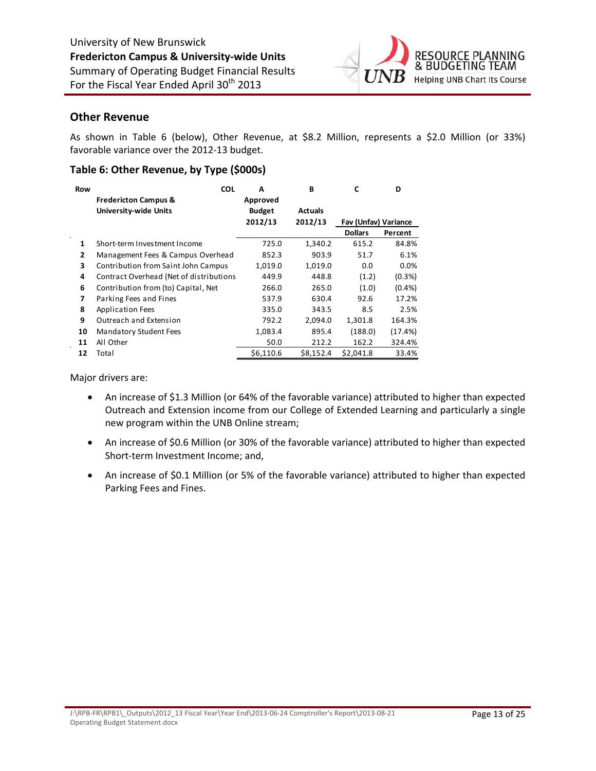## Other Revenue

As shown in Table 6 (below), Other Revenue, at $8.2 Million, represents a $2.0 Million (or 33%) favorable variance over the 2012-13 budget.

### Table 6: Other Revenue, by Type ($000s)

| Row | COL | A | B | C | D |
|---|---|---|---|---|---|
| | **Fredericton Campus & University-wide Units** | **Approved Budget 2012/13** | **Actuals 2012/13** | **Fav (Unfav) Variance** | |
| | | | | **Dollars** | **Percent** |
| **1** | Short-term Investment Income | 725.0 | 1,340.2 | 615.2 | 84.8% |
| **2** | Management Fees & Campus Overhead | 852.3 | 903.9 | 51.7 | 6.1% |
| **3** | Contribution from Saint John Campus | 1,019.0 | 1,019.0 | 0.0 | 0.0% |
| **4** | Contract Overhead (Net of distributions | 449.9 | 448.8 | (1.2) | (0.3%) |
| **6** | Contribution from (to) Capital, Net | 266.0 | 265.0 | (1.0) | (0.4%) |
| **7** | Parking Fees and Fines | 537.9 | 630.4 | 92.6 | 17.2% |
| **8** | Application Fees | 335.0 | 343.5 | 8.5 | 2.5% |
| **9** | Outreach and Extension | 792.2 | 2,094.0 | 1,301.8 | 164.3% |
| **10** | Mandatory Student Fees | 1,083.4 | 895.4 | (188.0) | (17.4%) |
| **11** | All Other | 50.0 | 212.2 | 162.2 | 324.4% |
| **12** | Total | $6,110.6 | $8,152.4 | $2,041.8 | 33.4% |

Major drivers are:

- An increase of $1.3 Million (or 64% of the favorable variance) attributed to higher than expected Outreach and Extension income from our College of Extended Learning and particularly a single new program within the UNB Online stream;
- An increase of $0.6 Million (or 30% of the favorable variance) attributed to higher than expected Short-term Investment Income; and,
- An increase of $0.1 Million (or 5% of the favorable variance) attributed to higher than expected Parking Fees and Fines.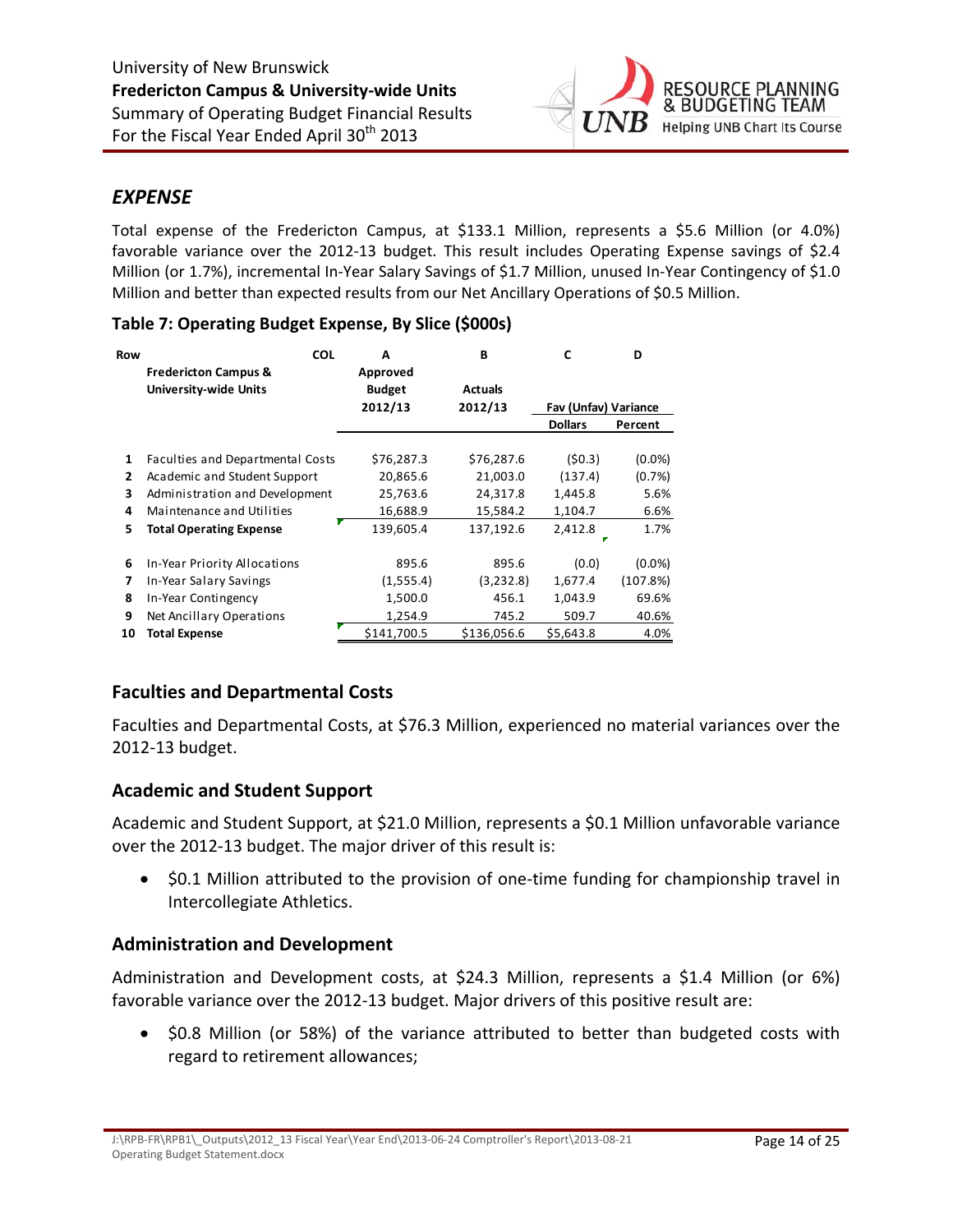## EXPENSE

Total expense of the Fredericton Campus, at $133.1 Million, represents a $5.6 Million (or 4.0%) favorable variance over the 2012-13 budget. This result includes Operating Expense savings of $2.4 Million (or 1.7%), incremental In-Year Salary Savings of $1.7 Million, unused In-Year Contingency of $1.0 Million and better than expected results from our Net Ancillary Operations of $0.5 Million.

### Table 7: Operating Budget Expense, By Slice ($000s)

| Row | COL | A | B | C | D |
|---|---|---|---|---|---|
| | **Fredericton Campus & University-wide Units** | **Approved Budget 2012/13** | **Actuals 2012/13** | **Fav (Unfav) Variance** | |
| | | | | **Dollars** | **Percent** |
| **1** | Faculties and Departmental Costs | $76,287.3 | $76,287.6 | ($0.3) | (0.0%) |
| **2** | Academic and Student Support | 20,865.6 | 21,003.0 | (137.4) | (0.7%) |
| **3** | Administration and Development | 25,763.6 | 24,317.8 | 1,445.8 | 5.6% |
| **4** | Maintenance and Utilities | 16,688.9 | 15,584.2 | 1,104.7 | 6.6% |
| **5** | **Total Operating Expense** | 139,605.4 | 137,192.6 | 2,412.8 | 1.7% |
| **6** | In-Year Priority Allocations | 895.6 | 895.6 | (0.0) | (0.0%) |
| **7** | In-Year Salary Savings | (1,555.4) | (3,232.8) | 1,677.4 | (107.8%) |
| **8** | In-Year Contingency | 1,500.0 | 456.1 | 1,043.9 | 69.6% |
| **9** | Net Ancillary Operations | 1,254.9 | 745.2 | 509.7 | 40.6% |
| **10** | **Total Expense** | $141,700.5 | $136,056.6 | $5,643.8 | 4.0% |

### Faculties and Departmental Costs

Faculties and Departmental Costs, at $76.3 Million, experienced no material variances over the 2012-13 budget.

### Academic and Student Support

Academic and Student Support, at $21.0 Million, represents a $0.1 Million unfavorable variance over the 2012-13 budget. The major driver of this result is:

- $0.1 Million attributed to the provision of one-time funding for championship travel in Intercollegiate Athletics.

### Administration and Development

Administration and Development costs, at $24.3 Million, represents a $1.4 Million (or 6%) favorable variance over the 2012-13 budget. Major drivers of this positive result are:

- $0.8 Million (or 58%) of the variance attributed to better than budgeted costs with regard to retirement allowances;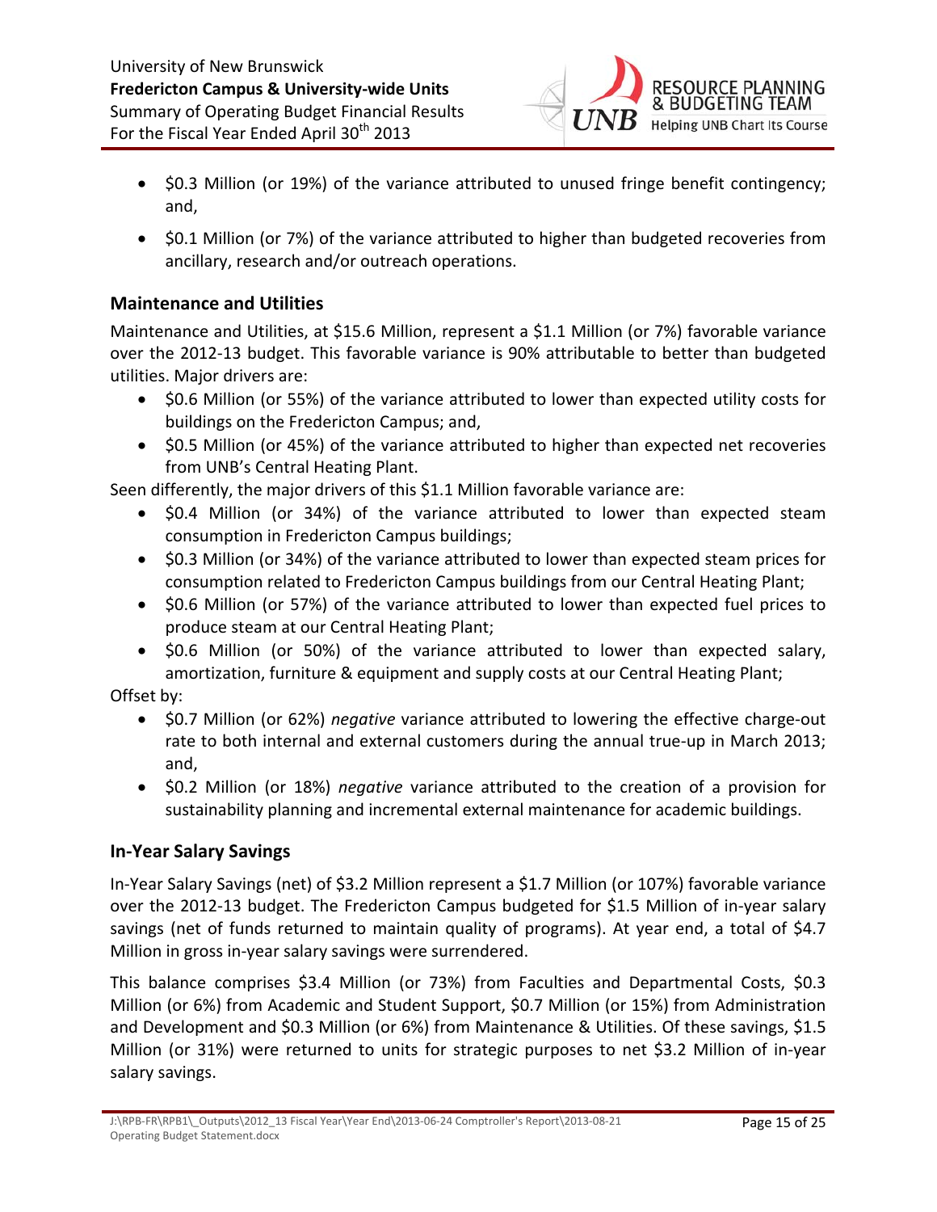- \$0.3 Million (or 19%) of the variance attributed to unused fringe benefit contingency; and,
- \$0.1 Million (or 7%) of the variance attributed to higher than budgeted recoveries from ancillary, research and/or outreach operations.

## Maintenance and Utilities

Maintenance and Utilities, at \$15.6 Million, represent a \$1.1 Million (or 7%) favorable variance over the 2012-13 budget. This favorable variance is 90% attributable to better than budgeted utilities. Major drivers are:

- \$0.6 Million (or 55%) of the variance attributed to lower than expected utility costs for buildings on the Fredericton Campus; and,
- \$0.5 Million (or 45%) of the variance attributed to higher than expected net recoveries from UNB's Central Heating Plant.

Seen differently, the major drivers of this \$1.1 Million favorable variance are:

- \$0.4 Million (or 34%) of the variance attributed to lower than expected steam consumption in Fredericton Campus buildings;
- \$0.3 Million (or 34%) of the variance attributed to lower than expected steam prices for consumption related to Fredericton Campus buildings from our Central Heating Plant;
- \$0.6 Million (or 57%) of the variance attributed to lower than expected fuel prices to produce steam at our Central Heating Plant;
- \$0.6 Million (or 50%) of the variance attributed to lower than expected salary, amortization, furniture & equipment and supply costs at our Central Heating Plant;

Offset by:

- \$0.7 Million (or 62%) *negative* variance attributed to lowering the effective charge-out rate to both internal and external customers during the annual true-up in March 2013; and,
- \$0.2 Million (or 18%) *negative* variance attributed to the creation of a provision for sustainability planning and incremental external maintenance for academic buildings.

## In-Year Salary Savings

In-Year Salary Savings (net) of \$3.2 Million represent a \$1.7 Million (or 107%) favorable variance over the 2012-13 budget. The Fredericton Campus budgeted for \$1.5 Million of in-year salary savings (net of funds returned to maintain quality of programs). At year end, a total of \$4.7 Million in gross in-year salary savings were surrendered.

This balance comprises \$3.4 Million (or 73%) from Faculties and Departmental Costs, \$0.3 Million (or 6%) from Academic and Student Support, \$0.7 Million (or 15%) from Administration and Development and \$0.3 Million (or 6%) from Maintenance & Utilities. Of these savings, \$1.5 Million (or 31%) were returned to units for strategic purposes to net \$3.2 Million of in-year salary savings.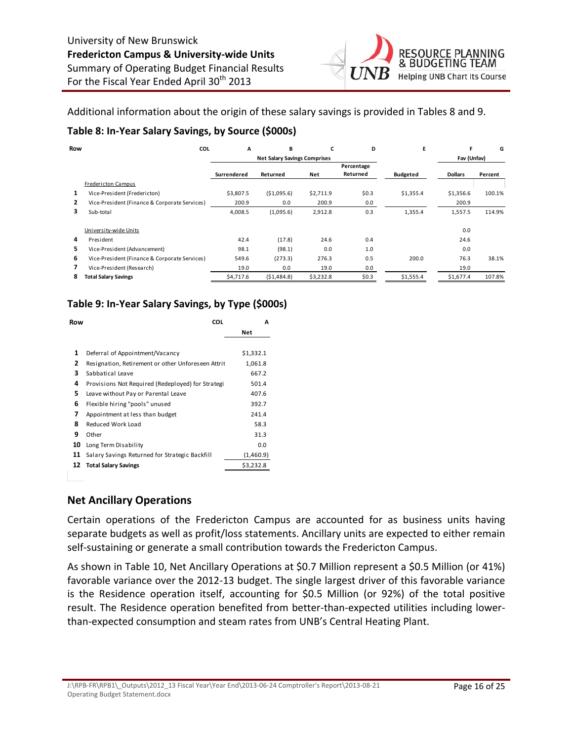Additional information about the origin of these salary savings is provided in Tables 8 and 9.

### Table 8: In-Year Salary Savings, by Source ($000s)

| Row | COL | A | B | C | D | E | F | G |
|---|---|---|---|---|---|---|---|---|
| | | Net Salary Savings Comprises | | | | | Fav (Unfav) | |
| | | Surrendered | Returned | Net | Percentage Returned | Budgeted | Dollars | Percent |
| | Fredericton Campus | | | | | | | |
| 1 | Vice-President (Fredericton) | $3,807.5 | ($1,095.6) | $2,711.9 | $0.3 | $1,355.4 | $1,356.6 | 100.1% |
| 2 | Vice-President (Finance & Corporate Services) | 200.9 | 0.0 | 200.9 | 0.0 | | 200.9 | |
| 3 | Sub-total | 4,008.5 | (1,095.6) | 2,912.8 | 0.3 | 1,355.4 | 1,557.5 | 114.9% |
| | University-wide Units | | | | | | 0.0 | |
| 4 | President | 42.4 | (17.8) | 24.6 | 0.4 | | 24.6 | |
| 5 | Vice-President (Advancement) | 98.1 | (98.1) | 0.0 | 1.0 | | 0.0 | |
| 6 | Vice-President (Finance & Corporate Services) | 549.6 | (273.3) | 276.3 | 0.5 | 200.0 | 76.3 | 38.1% |
| 7 | Vice-President (Research) | 19.0 | 0.0 | 19.0 | 0.0 | | 19.0 | |
| 8 | **Total Salary Savings** | $4,717.6 | ($1,484.8) | $3,232.8 | $0.3 | $1,555.4 | $1,677.4 | 107.8% |

### Table 9: In-Year Salary Savings, by Type ($000s)

| Row | COL | A |
|---|---|---|
| | | Net |
| 1 | Deferral of Appointment/Vacancy | $1,332.1 |
| 2 | Resignation, Retirement or other Unforeseen Attrit | 1,061.8 |
| 3 | Sabbatical Leave | 667.2 |
| 4 | Provisions Not Required (Redeployed) for Strategi | 501.4 |
| 5 | Leave without Pay or Parental Leave | 407.6 |
| 6 | Flexible hiring "pools" unused | 392.7 |
| 7 | Appointment at less than budget | 241.4 |
| 8 | Reduced Work Load | 58.3 |
| 9 | Other | 31.3 |
| 10 | Long Term Disability | 0.0 |
| 11 | Salary Savings Returned for Strategic Backfill | (1,460.9) |
| 12 | **Total Salary Savings** | $3,232.8 |

## Net Ancillary Operations

Certain operations of the Fredericton Campus are accounted for as business units having separate budgets as well as profit/loss statements. Ancillary units are expected to either remain self-sustaining or generate a small contribution towards the Fredericton Campus.

As shown in Table 10, Net Ancillary Operations at $0.7 Million represent a $0.5 Million (or 41%) favorable variance over the 2012-13 budget. The single largest driver of this favorable variance is the Residence operation itself, accounting for $0.5 Million (or 92%) of the total positive result. The Residence operation benefited from better-than-expected utilities including lower-than-expected consumption and steam rates from UNB's Central Heating Plant.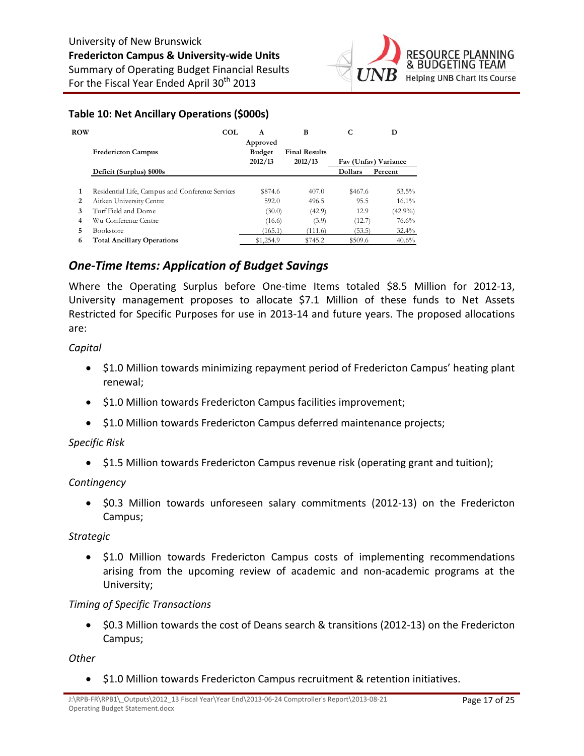### Table 10: Net Ancillary Operations ($000s)

| ROW | COL | A | B | C | D |
|---|---|---|---|---|---|
| | **Fredericton Campus** | **Approved Budget 2012/13** | **Final Results 2012/13** | **Fav (Unfav) Variance** | |
| | **Deficit (Surplus) $000s** | | | **Dollars** | **Percent** |
| **1** | Residential Life, Campus and Conference Services | $874.6 | 407.0 | $467.6 | 53.5% |
| **2** | Aitken University Centre | 592.0 | 496.5 | 95.5 | 16.1% |
| **3** | Turf Field and Dome | (30.0) | (42.9) | 12.9 | (42.9%) |
| **4** | Wu Conference Centre | (16.6) | (3.9) | (12.7) | 76.6% |
| **5** | Bookstore | (165.1) | (111.6) | (53.5) | 32.4% |
| **6** | **Total Ancillary Operations** | $1,254.9 | $745.2 | $509.6 | 40.6% |

## *One-Time Items: Application of Budget Savings*

Where the Operating Surplus before One-time Items totaled $8.5 Million for 2012-13, University management proposes to allocate $7.1 Million of these funds to Net Assets Restricted for Specific Purposes for use in 2013-14 and future years. The proposed allocations are:

*Capital*

- $1.0 Million towards minimizing repayment period of Fredericton Campus' heating plant renewal;
- $1.0 Million towards Fredericton Campus facilities improvement;
- $1.0 Million towards Fredericton Campus deferred maintenance projects;

*Specific Risk*

- $1.5 Million towards Fredericton Campus revenue risk (operating grant and tuition);

*Contingency*

- $0.3 Million towards unforeseen salary commitments (2012-13) on the Fredericton Campus;

*Strategic*

- $1.0 Million towards Fredericton Campus costs of implementing recommendations arising from the upcoming review of academic and non-academic programs at the University;

*Timing of Specific Transactions*

- $0.3 Million towards the cost of Deans search & transitions (2012-13) on the Fredericton Campus;

*Other*

- $1.0 Million towards Fredericton Campus recruitment & retention initiatives.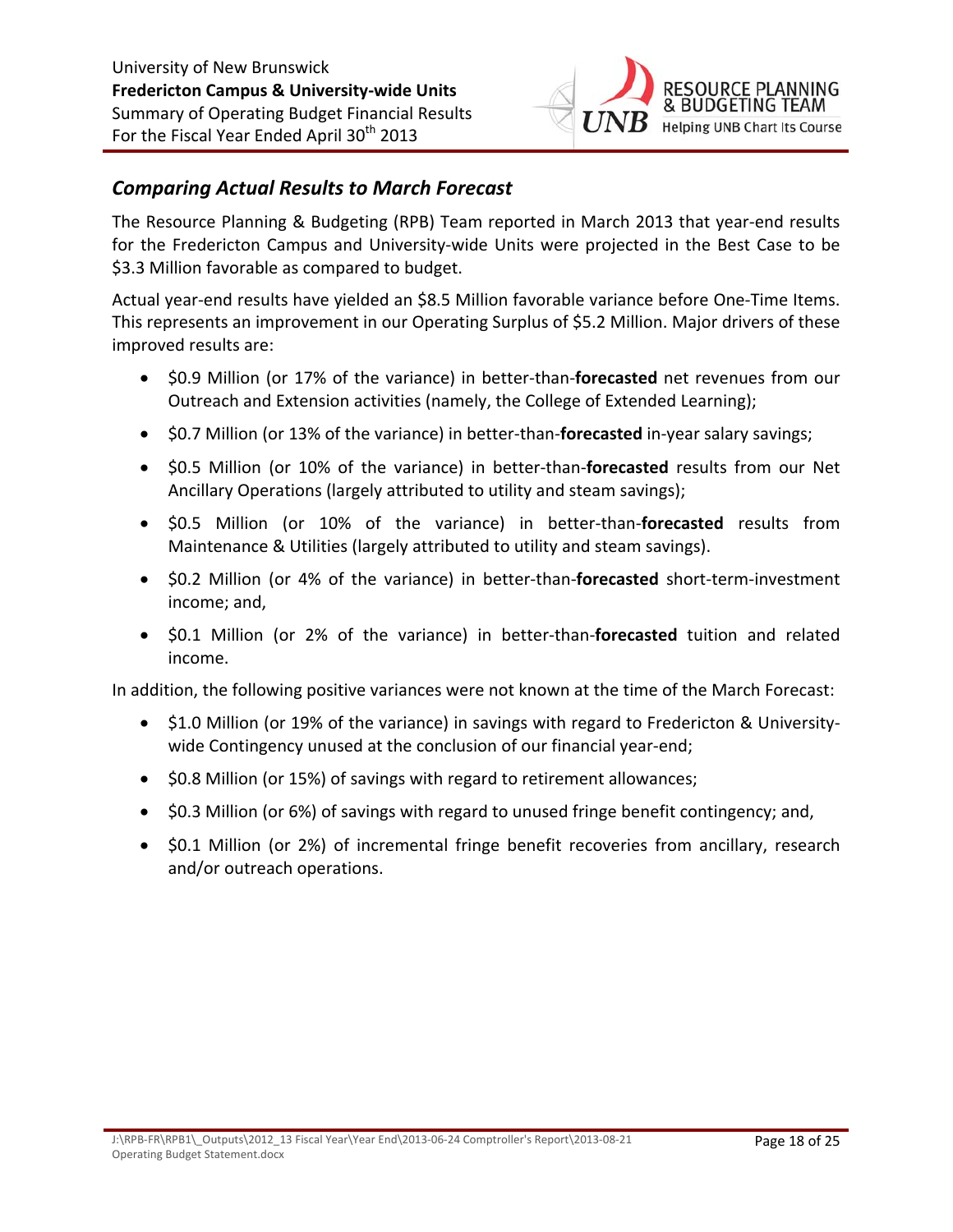## *Comparing Actual Results to March Forecast*

The Resource Planning & Budgeting (RPB) Team reported in March 2013 that year-end results for the Fredericton Campus and University-wide Units were projected in the Best Case to be $3.3 Million favorable as compared to budget.

Actual year-end results have yielded an $8.5 Million favorable variance before One-Time Items. This represents an improvement in our Operating Surplus of $5.2 Million. Major drivers of these improved results are:

- $0.9 Million (or 17% of the variance) in better-than-**forecasted** net revenues from our Outreach and Extension activities (namely, the College of Extended Learning);
- $0.7 Million (or 13% of the variance) in better-than-**forecasted** in-year salary savings;
- $0.5 Million (or 10% of the variance) in better-than-**forecasted** results from our Net Ancillary Operations (largely attributed to utility and steam savings);
- $0.5 Million (or 10% of the variance) in better-than-**forecasted** results from Maintenance & Utilities (largely attributed to utility and steam savings).
- $0.2 Million (or 4% of the variance) in better-than-**forecasted** short-term-investment income; and,
- $0.1 Million (or 2% of the variance) in better-than-**forecasted** tuition and related income.

In addition, the following positive variances were not known at the time of the March Forecast:

- $1.0 Million (or 19% of the variance) in savings with regard to Fredericton & University-wide Contingency unused at the conclusion of our financial year-end;
- $0.8 Million (or 15%) of savings with regard to retirement allowances;
- $0.3 Million (or 6%) of savings with regard to unused fringe benefit contingency; and,
- $0.1 Million (or 2%) of incremental fringe benefit recoveries from ancillary, research and/or outreach operations.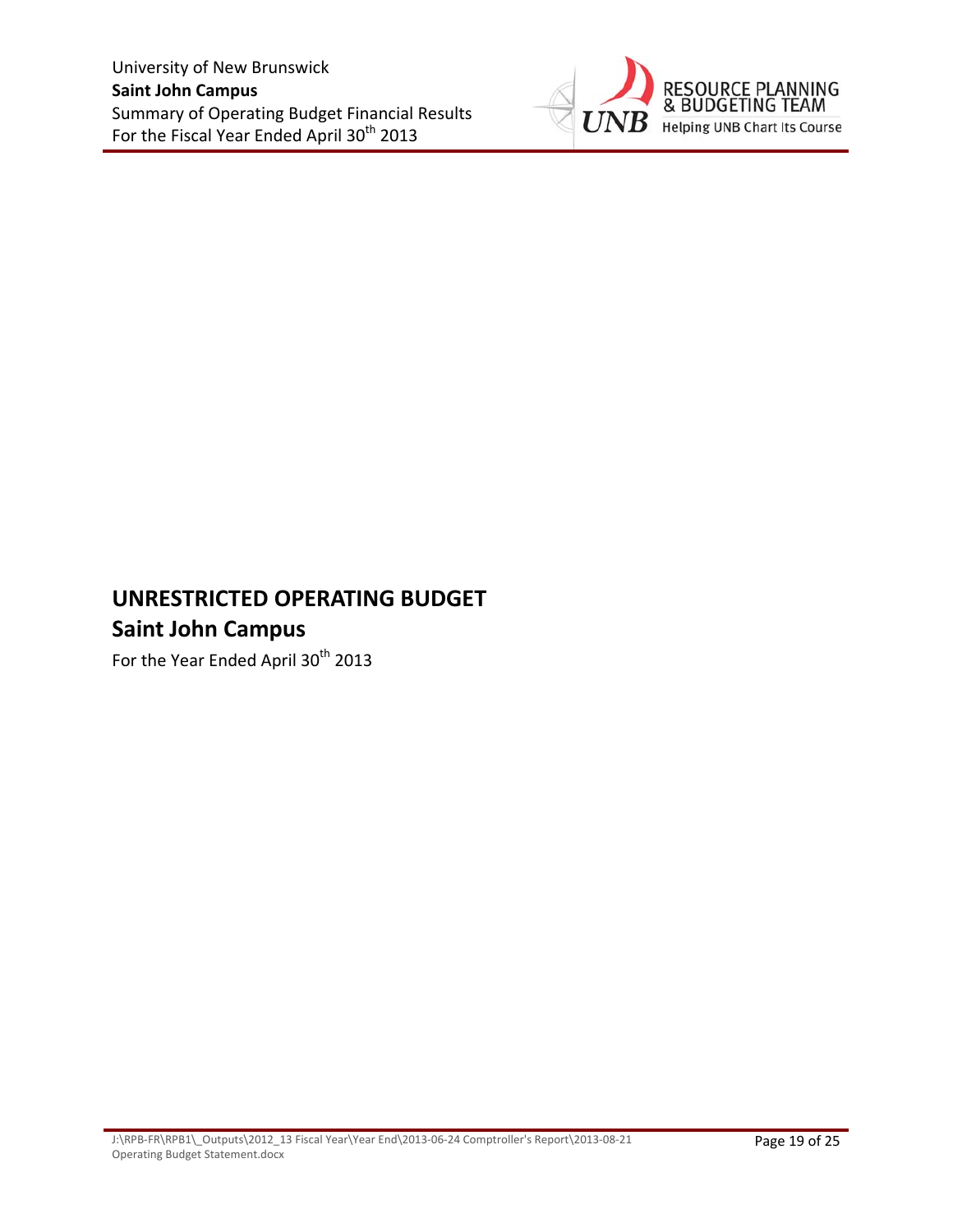# UNRESTRICTED OPERATING BUDGET

## Saint John Campus

For the Year Ended April 30th 2013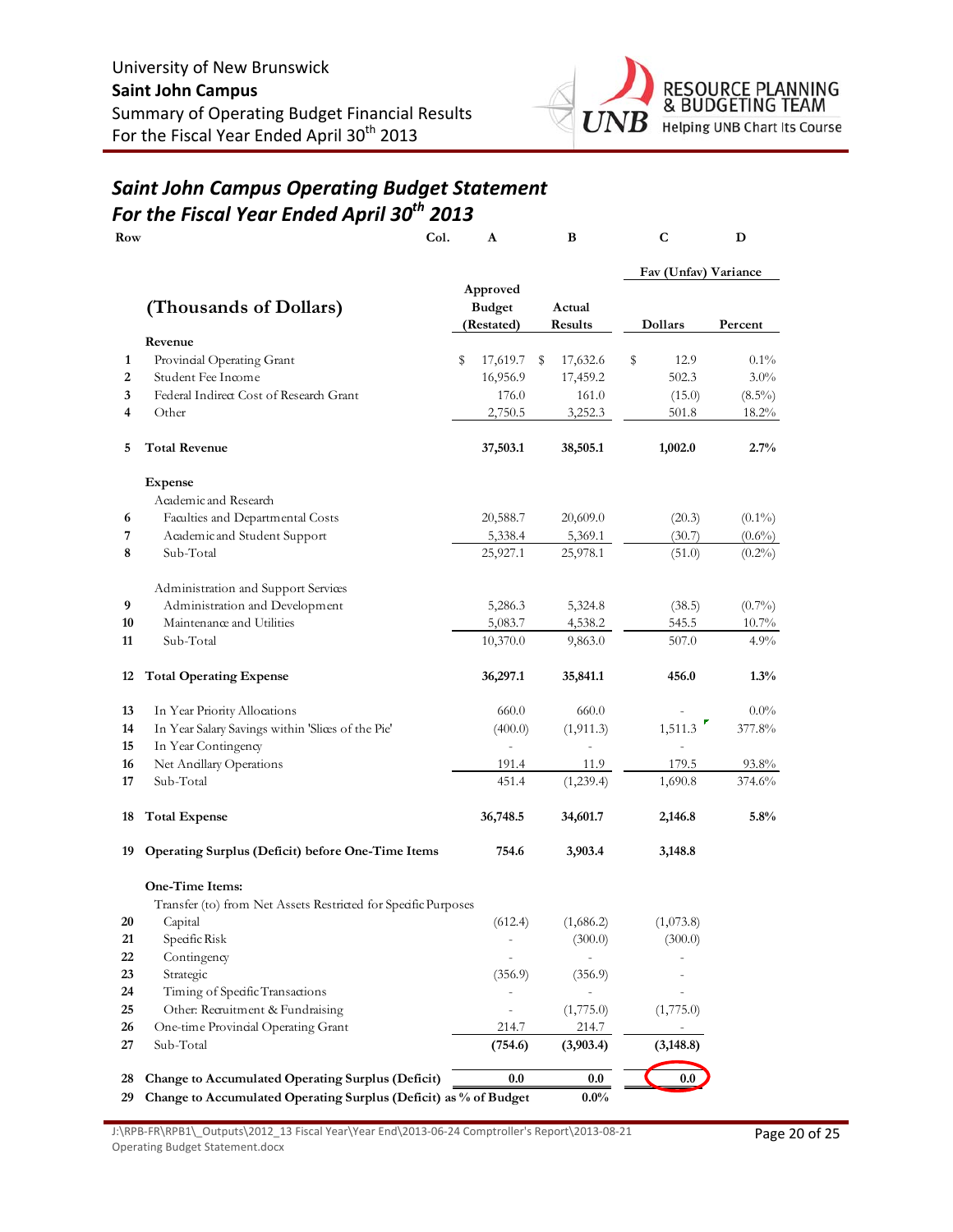University of New Brunswick
**Saint John Campus**
Summary of Operating Budget Financial Results
For the Fiscal Year Ended April 30th 2013

## *Saint John Campus Operating Budget Statement*
## *For the Fiscal Year Ended April 30th 2013*

| Row | (Thousands of Dollars) | A<br>Approved Budget (Restated) | B<br>Actual Results | C<br>Fav (Unfav) Variance<br>Dollars | D<br>Fav (Unfav) Variance<br>Percent |
|---|---|---|---|---|---|
| | **Revenue** | | | | |
| 1 | Provincial Operating Grant | $ 17,619.7 | $ 17,632.6 | $ 12.9 | 0.1% |
| 2 | Student Fee Income | 16,956.9 | 17,459.2 | 502.3 | 3.0% |
| 3 | Federal Indirect Cost of Research Grant | 176.0 | 161.0 | (15.0) | (8.5%) |
| 4 | Other | 2,750.5 | 3,252.3 | 501.8 | 18.2% |
| 5 | **Total Revenue** | **37,503.1** | **38,505.1** | **1,002.0** | **2.7%** |
| | **Expense** | | | | |
| | Academic and Research | | | | |
| 6 | Faculties and Departmental Costs | 20,588.7 | 20,609.0 | (20.3) | (0.1%) |
| 7 | Academic and Student Support | 5,338.4 | 5,369.1 | (30.7) | (0.6%) |
| 8 | Sub-Total | 25,927.1 | 25,978.1 | (51.0) | (0.2%) |
| | Administration and Support Services | | | | |
| 9 | Administration and Development | 5,286.3 | 5,324.8 | (38.5) | (0.7%) |
| 10 | Maintenance and Utilities | 5,083.7 | 4,538.2 | 545.5 | 10.7% |
| 11 | Sub-Total | 10,370.0 | 9,863.0 | 507.0 | 4.9% |
| 12 | **Total Operating Expense** | **36,297.1** | **35,841.1** | **456.0** | **1.3%** |
| 13 | In Year Priority Allocations | 660.0 | 660.0 | - | 0.0% |
| 14 | In Year Salary Savings within 'Slices of the Pie' | (400.0) | (1,911.3) | 1,511.3 | 377.8% |
| 15 | In Year Contingency | - | - | - | |
| 16 | Net Ancillary Operations | 191.4 | 11.9 | 179.5 | 93.8% |
| 17 | Sub-Total | 451.4 | (1,239.4) | 1,690.8 | 374.6% |
| 18 | **Total Expense** | **36,748.5** | **34,601.7** | **2,146.8** | **5.8%** |
| 19 | **Operating Surplus (Deficit) before One-Time Items** | **754.6** | **3,903.4** | **3,148.8** | |
| | **One-Time Items:** | | | | |
| | Transfer (to) from Net Assets Restricted for Specific Purposes | | | | |
| 20 | Capital | (612.4) | (1,686.2) | (1,073.8) | |
| 21 | Specific Risk | - | (300.0) | (300.0) | |
| 22 | Contingency | - | - | - | |
| 23 | Strategic | (356.9) | (356.9) | - | |
| 24 | Timing of Specific Transactions | - | - | - | |
| 25 | Other: Recruitment & Fundraising | - | (1,775.0) | (1,775.0) | |
| 26 | One-time Provincial Operating Grant | 214.7 | 214.7 | - | |
| 27 | Sub-Total | **(754.6)** | **(3,903.4)** | **(3,148.8)** | |
| 28 | **Change to Accumulated Operating Surplus (Deficit)** | **0.0** | **0.0** | **0.0** | |
| 29 | **Change to Accumulated Operating Surplus (Deficit) as % of Budget** | | **0.0%** | | |

J:\RPB-FR\RPB1\_Outputs\2012_13 Fiscal Year\Year End\2013-06-24 Comptroller's Report\2013-08-21 Operating Budget Statement.docx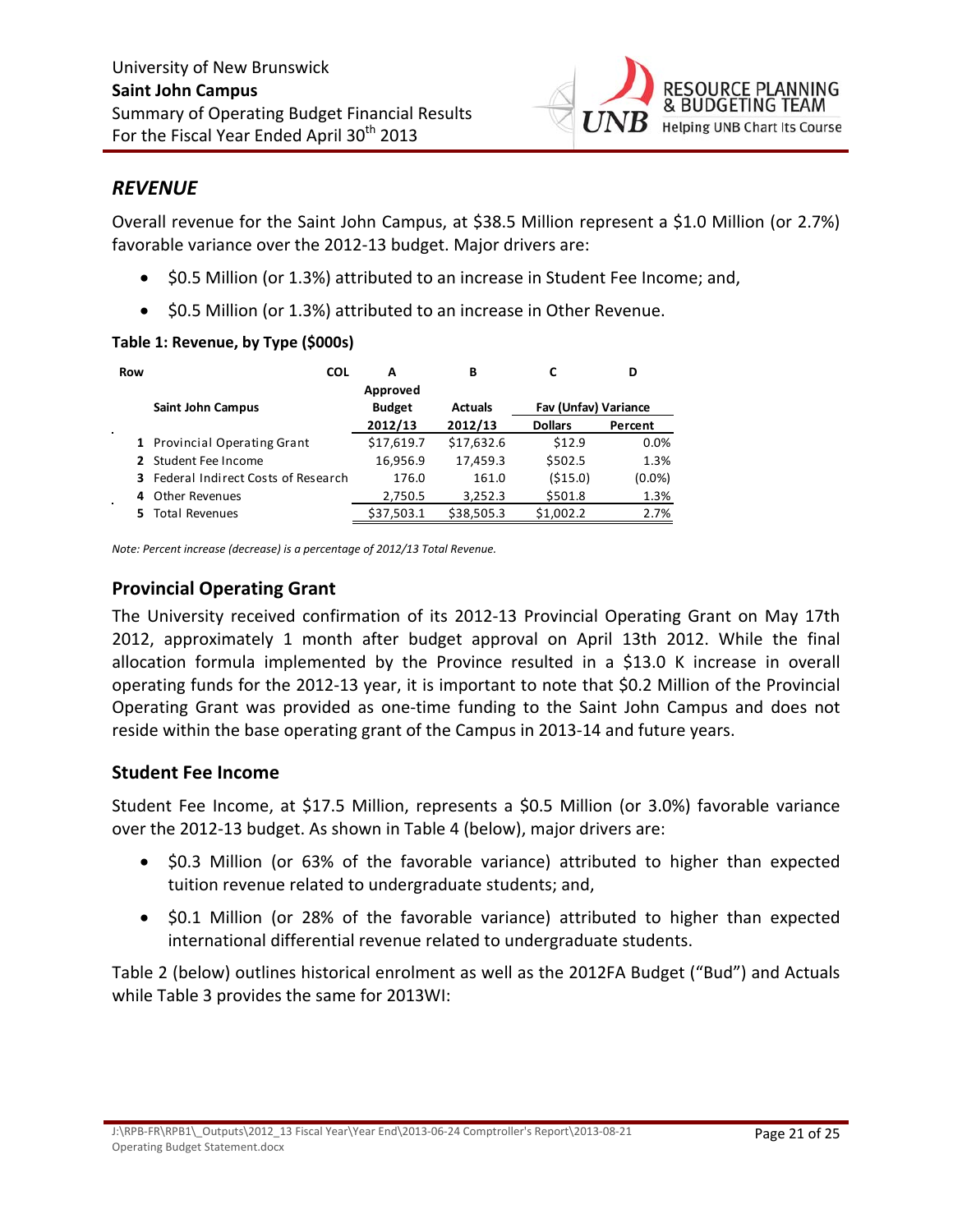## *REVENUE*

Overall revenue for the Saint John Campus, at $38.5 Million represent a $1.0 Million (or 2.7%) favorable variance over the 2012-13 budget. Major drivers are:

- $0.5 Million (or 1.3%) attributed to an increase in Student Fee Income; and,
- $0.5 Million (or 1.3%) attributed to an increase in Other Revenue.

**Table 1: Revenue, by Type ($000s)**

| Row | COL | A | B | C | D |
|---|---|---|---|---|---|
| | **Saint John Campus** | **Approved Budget 2012/13** | **Actuals 2012/13** | **Fav (Unfav) Variance Dollars** | **Percent** |
| 1 | Provincial Operating Grant | $17,619.7 | $17,632.6 | $12.9 | 0.0% |
| 2 | Student Fee Income | 16,956.9 | 17,459.3 | $502.5 | 1.3% |
| 3 | Federal Indirect Costs of Research | 176.0 | 161.0 | ($15.0) | (0.0%) |
| 4 | Other Revenues | 2,750.5 | 3,252.3 | $501.8 | 1.3% |
| 5 | Total Revenues | $37,503.1 | $38,505.3 | $1,002.2 | 2.7% |

*Note: Percent increase (decrease) is a percentage of 2012/13 Total Revenue.*

### Provincial Operating Grant

The University received confirmation of its 2012-13 Provincial Operating Grant on May 17th 2012, approximately 1 month after budget approval on April 13th 2012. While the final allocation formula implemented by the Province resulted in a $13.0 K increase in overall operating funds for the 2012-13 year, it is important to note that $0.2 Million of the Provincial Operating Grant was provided as one-time funding to the Saint John Campus and does not reside within the base operating grant of the Campus in 2013-14 and future years.

### Student Fee Income

Student Fee Income, at $17.5 Million, represents a $0.5 Million (or 3.0%) favorable variance over the 2012-13 budget. As shown in Table 4 (below), major drivers are:

- $0.3 Million (or 63% of the favorable variance) attributed to higher than expected tuition revenue related to undergraduate students; and,
- $0.1 Million (or 28% of the favorable variance) attributed to higher than expected international differential revenue related to undergraduate students.

Table 2 (below) outlines historical enrolment as well as the 2012FA Budget ("Bud") and Actuals while Table 3 provides the same for 2013WI: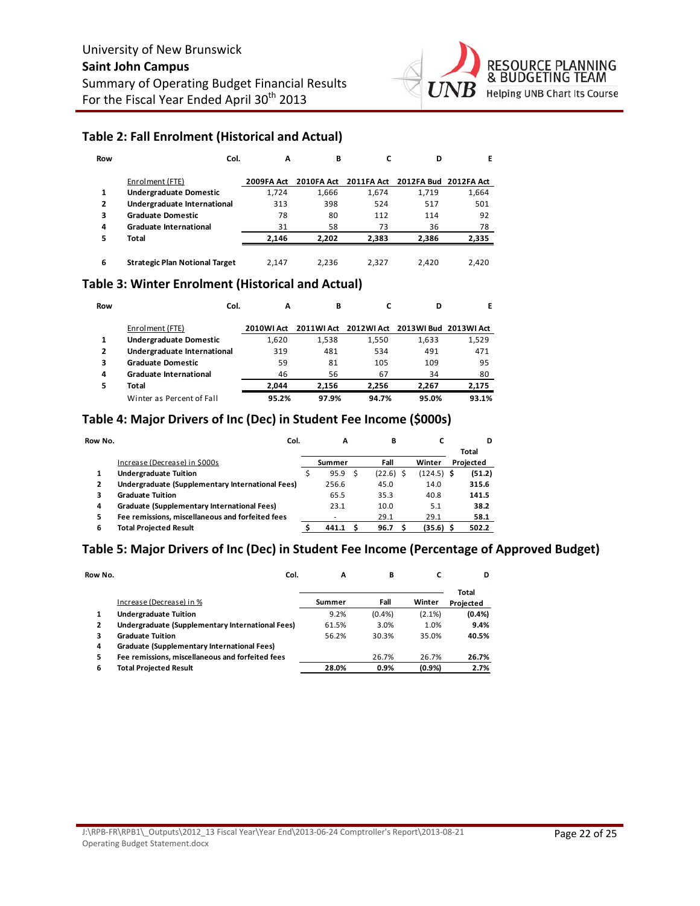## Table 2: Fall Enrolment (Historical and Actual)

| Row | Col. | A | B | C | D | E |
|---|---|---|---|---|---|---|
| | Enrolment (FTE) | 2009FA Act | 2010FA Act | 2011FA Act | 2012FA Bud | 2012FA Act |
| 1 | **Undergraduate Domestic** | 1,724 | 1,666 | 1,674 | 1,719 | 1,664 |
| 2 | **Undergraduate International** | 313 | 398 | 524 | 517 | 501 |
| 3 | **Graduate Domestic** | 78 | 80 | 112 | 114 | 92 |
| 4 | **Graduate International** | 31 | 58 | 73 | 36 | 78 |
| 5 | **Total** | **2,146** | **2,202** | **2,383** | **2,386** | **2,335** |
| 6 | **Strategic Plan Notional Target** | 2,147 | 2,236 | 2,327 | 2,420 | 2,420 |

## Table 3: Winter Enrolment (Historical and Actual)

| Row | Col. | A | B | C | D | E |
|---|---|---|---|---|---|---|
| | Enrolment (FTE) | 2010WI Act | 2011WI Act | 2012WI Act | 2013WI Bud | 2013WI Act |
| 1 | **Undergraduate Domestic** | 1,620 | 1,538 | 1,550 | 1,633 | 1,529 |
| 2 | **Undergraduate International** | 319 | 481 | 534 | 491 | 471 |
| 3 | **Graduate Domestic** | 59 | 81 | 105 | 109 | 95 |
| 4 | **Graduate International** | 46 | 56 | 67 | 34 | 80 |
| 5 | **Total** | **2,044** | **2,156** | **2,256** | **2,267** | **2,175** |
| | Winter as Percent of Fall | **95.2%** | **97.9%** | **94.7%** | **95.0%** | **93.1%** |

## Table 4: Major Drivers of Inc (Dec) in Student Fee Income ($000s)

| Row No. | Col. | A | B | C | D |
|---|---|---|---|---|---|
| | Increase (Decrease) in $000s | Summer | Fall | Winter | Total Projected |
| 1 | **Undergraduate Tuition** | $ 95.9 | $ (22.6) | $ (124.5) | $ **(51.2)** |
| 2 | **Undergraduate (Supplementary International Fees)** | 256.6 | 45.0 | 14.0 | **315.6** |
| 3 | **Graduate Tuition** | 65.5 | 35.3 | 40.8 | **141.5** |
| 4 | **Graduate (Supplementary International Fees)** | 23.1 | 10.0 | 5.1 | **38.2** |
| 5 | **Fee remissions, miscellaneous and forfeited fees** | - | 29.1 | 29.1 | **58.1** |
| 6 | **Total Projected Result** | $ **441.1** | $ **96.7** | $ **(35.6)** | $ **502.2** |

## Table 5: Major Drivers of Inc (Dec) in Student Fee Income (Percentage of Approved Budget)

| Row No. | Col. | A | B | C | D |
|---|---|---|---|---|---|
| | Increase (Decrease) in % | Summer | Fall | Winter | Total Projected |
| 1 | **Undergraduate Tuition** | 9.2% | (0.4%) | (2.1%) | **(0.4%)** |
| 2 | **Undergraduate (Supplementary International Fees)** | 61.5% | 3.0% | 1.0% | **9.4%** |
| 3 | **Graduate Tuition** | 56.2% | 30.3% | 35.0% | **40.5%** |
| 4 | **Graduate (Supplementary International Fees)** | | | | |
| 5 | **Fee remissions, miscellaneous and forfeited fees** | | 26.7% | 26.7% | **26.7%** |
| 6 | **Total Projected Result** | **28.0%** | **0.9%** | **(0.9%)** | **2.7%** |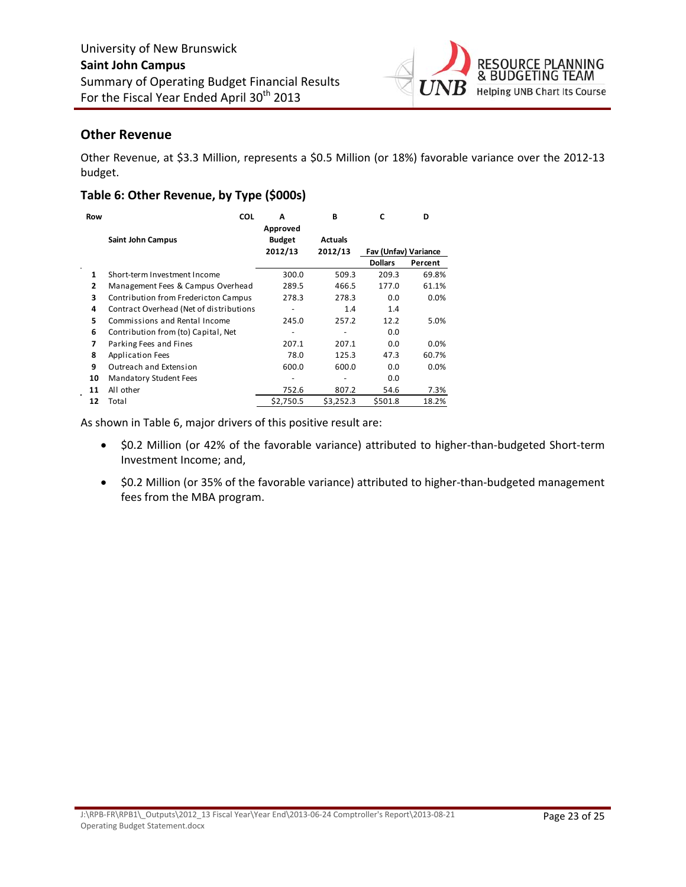University of New Brunswick
**Saint John Campus**
Summary of Operating Budget Financial Results
For the Fiscal Year Ended April 30th 2013

## Other Revenue

Other Revenue, at \$3.3 Million, represents a \$0.5 Million (or 18%) favorable variance over the 2012-13 budget.

### Table 6: Other Revenue, by Type (\$000s)

| Row | COL | A | B | C | D |
|---|---|---|---|---|---|
| | Saint John Campus | Approved Budget 2012/13 | Actuals 2012/13 | Fav (Unfav) Variance | |
| | | | | Dollars | Percent |
| 1 | Short-term Investment Income | 300.0 | 509.3 | 209.3 | 69.8% |
| 2 | Management Fees & Campus Overhead | 289.5 | 466.5 | 177.0 | 61.1% |
| 3 | Contribution from Fredericton Campus | 278.3 | 278.3 | 0.0 | 0.0% |
| 4 | Contract Overhead (Net of distributions | - | 1.4 | 1.4 | |
| 5 | Commissions and Rental Income | 245.0 | 257.2 | 12.2 | 5.0% |
| 6 | Contribution from (to) Capital, Net | - | - | 0.0 | |
| 7 | Parking Fees and Fines | 207.1 | 207.1 | 0.0 | 0.0% |
| 8 | Application Fees | 78.0 | 125.3 | 47.3 | 60.7% |
| 9 | Outreach and Extension | 600.0 | 600.0 | 0.0 | 0.0% |
| 10 | Mandatory Student Fees | - | - | 0.0 | |
| 11 | All other | 752.6 | 807.2 | 54.6 | 7.3% |
| 12 | Total | \$2,750.5 | \$3,252.3 | \$501.8 | 18.2% |

As shown in Table 6, major drivers of this positive result are:

- \$0.2 Million (or 42% of the favorable variance) attributed to higher-than-budgeted Short-term Investment Income; and,
- \$0.2 Million (or 35% of the favorable variance) attributed to higher-than-budgeted management fees from the MBA program.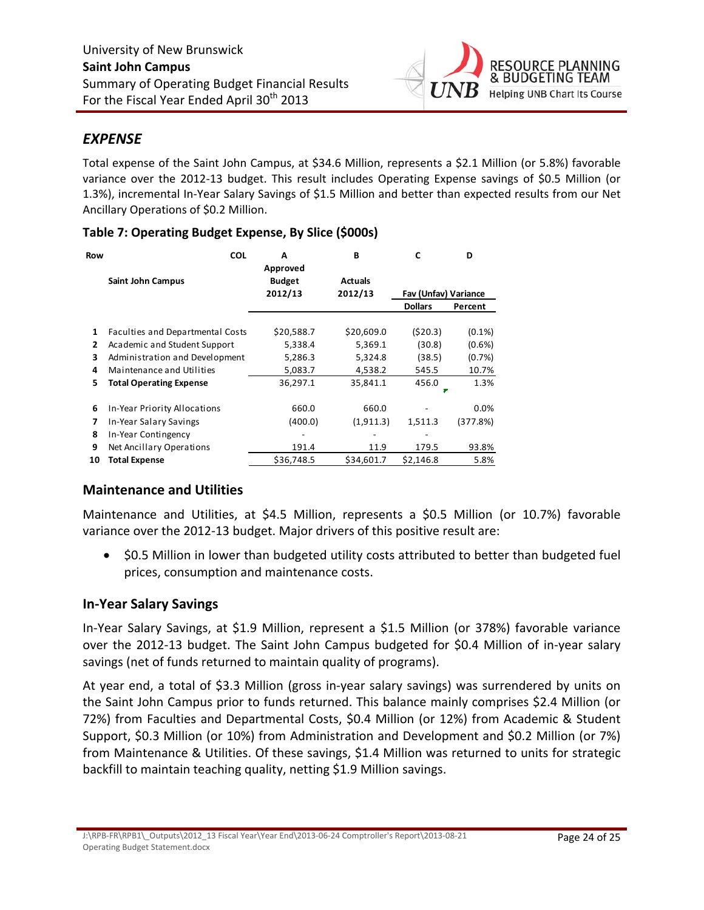## *EXPENSE*

Total expense of the Saint John Campus, at $34.6 Million, represents a $2.1 Million (or 5.8%) favorable variance over the 2012-13 budget. This result includes Operating Expense savings of $0.5 Million (or 1.3%), incremental In-Year Salary Savings of $1.5 Million and better than expected results from our Net Ancillary Operations of $0.2 Million.

### Table 7: Operating Budget Expense, By Slice ($000s)

| Row | COL | A | B | C | D |
|---|---|---|---|---|---|
| | Saint John Campus | Approved Budget 2012/13 | Actuals 2012/13 | Fav (Unfav) Variance | |
| | | | | Dollars | Percent |
| 1 | Faculties and Departmental Costs | $20,588.7 | $20,609.0 | ($20.3) | (0.1%) |
| 2 | Academic and Student Support | 5,338.4 | 5,369.1 | (30.8) | (0.6%) |
| 3 | Administration and Development | 5,286.3 | 5,324.8 | (38.5) | (0.7%) |
| 4 | Maintenance and Utilities | 5,083.7 | 4,538.2 | 545.5 | 10.7% |
| 5 | **Total Operating Expense** | 36,297.1 | 35,841.1 | 456.0 | 1.3% |
| 6 | In-Year Priority Allocations | 660.0 | 660.0 | - | 0.0% |
| 7 | In-Year Salary Savings | (400.0) | (1,911.3) | 1,511.3 | (377.8%) |
| 8 | In-Year Contingency | - | - | - | |
| 9 | Net Ancillary Operations | 191.4 | 11.9 | 179.5 | 93.8% |
| 10 | **Total Expense** | $36,748.5 | $34,601.7 | $2,146.8 | 5.8% |

### Maintenance and Utilities

Maintenance and Utilities, at $4.5 Million, represents a $0.5 Million (or 10.7%) favorable variance over the 2012-13 budget. Major drivers of this positive result are:

- $0.5 Million in lower than budgeted utility costs attributed to better than budgeted fuel prices, consumption and maintenance costs.

### In-Year Salary Savings

In-Year Salary Savings, at $1.9 Million, represent a $1.5 Million (or 378%) favorable variance over the 2012-13 budget. The Saint John Campus budgeted for $0.4 Million of in-year salary savings (net of funds returned to maintain quality of programs).

At year end, a total of $3.3 Million (gross in-year salary savings) was surrendered by units on the Saint John Campus prior to funds returned. This balance mainly comprises $2.4 Million (or 72%) from Faculties and Departmental Costs, $0.4 Million (or 12%) from Academic & Student Support, $0.3 Million (or 10%) from Administration and Development and $0.2 Million (or 7%) from Maintenance & Utilities. Of these savings, $1.4 Million was returned to units for strategic backfill to maintain teaching quality, netting $1.9 Million savings.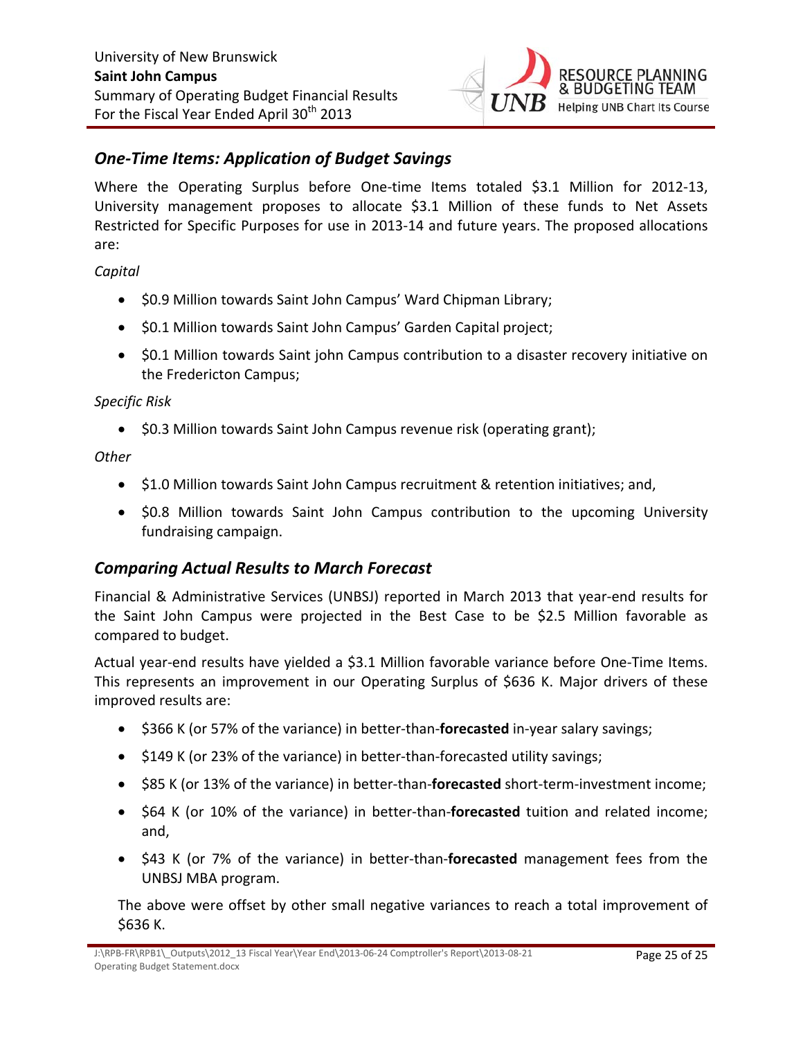## *One-Time Items: Application of Budget Savings*

Where the Operating Surplus before One-time Items totaled $3.1 Million for 2012-13, University management proposes to allocate $3.1 Million of these funds to Net Assets Restricted for Specific Purposes for use in 2013-14 and future years. The proposed allocations are:

*Capital*

- $0.9 Million towards Saint John Campus' Ward Chipman Library;
- $0.1 Million towards Saint John Campus' Garden Capital project;
- $0.1 Million towards Saint john Campus contribution to a disaster recovery initiative on the Fredericton Campus;

*Specific Risk*

- $0.3 Million towards Saint John Campus revenue risk (operating grant);

*Other*

- $1.0 Million towards Saint John Campus recruitment & retention initiatives; and,
- $0.8 Million towards Saint John Campus contribution to the upcoming University fundraising campaign.

## *Comparing Actual Results to March Forecast*

Financial & Administrative Services (UNBSJ) reported in March 2013 that year-end results for the Saint John Campus were projected in the Best Case to be $2.5 Million favorable as compared to budget.

Actual year-end results have yielded a $3.1 Million favorable variance before One-Time Items. This represents an improvement in our Operating Surplus of $636 K. Major drivers of these improved results are:

- $366 K (or 57% of the variance) in better-than-**forecasted** in-year salary savings;
- $149 K (or 23% of the variance) in better-than-forecasted utility savings;
- $85 K (or 13% of the variance) in better-than-**forecasted** short-term-investment income;
- $64 K (or 10% of the variance) in better-than-**forecasted** tuition and related income; and,
- $43 K (or 7% of the variance) in better-than-**forecasted** management fees from the UNBSJ MBA program.

The above were offset by other small negative variances to reach a total improvement of $636 K.